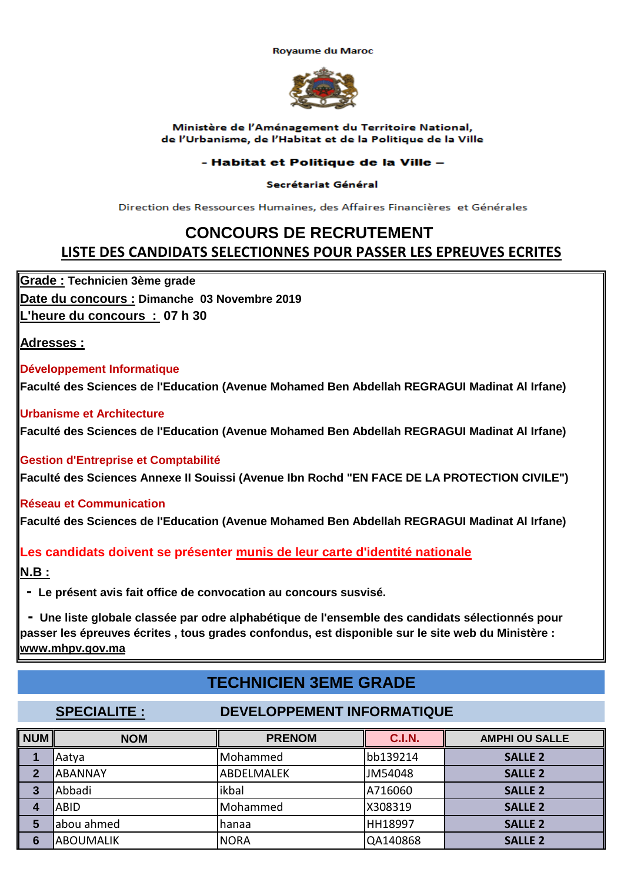Royaume du Maroc

Ministère de l'Aménagement du Territoire National,
de l'Urbanisme, de l'Habitat et de la Politique de la Ville

**- Habitat et Politique de la Ville –**

**Secrétariat Général**

Direction des Ressources Humaines, des Affaires Financières et Générales

# CONCOURS DE RECRUTEMENT

## LISTE DES CANDIDATS SELECTIONNES POUR PASSER LES EPREUVES ECRITES

**Grade :** Technicien 3ème grade
**Date du concours :** Dimanche 03 Novembre 2019
**L'heure du concours :** 07 h 30

**Adresses :**

**Développement Informatique**
**Faculté des Sciences de l'Education (Avenue Mohamed Ben Abdellah REGRAGUI Madinat Al Irfane)**

**Urbanisme et Architecture**
**Faculté des Sciences de l'Education (Avenue Mohamed Ben Abdellah REGRAGUI Madinat Al Irfane)**

**Gestion d'Entreprise et Comptabilité**
**Faculté des Sciences Annexe II Souissi (Avenue Ibn Rochd "EN FACE DE LA PROTECTION CIVILE")**

**Réseau et Communication**
**Faculté des Sciences de l'Education (Avenue Mohamed Ben Abdellah REGRAGUI Madinat Al Irfane)**

**Les candidats doivent se présenter munis de leur carte d'identité nationale**

**N.B :**

- **Le présent avis fait office de convocation au concours susvisé.**
- **Une liste globale classée par odre alphabétique de l'ensemble des candidats sélectionnés pour passer les épreuves écrites , tous grades confondus, est disponible sur le site web du Ministère : www.mhpv.gov.ma**

## TECHNICIEN 3EME GRADE

### SPECIALITE : DEVELOPPEMENT INFORMATIQUE

| NUM | NOM | PRENOM | C.I.N. | AMPHI OU SALLE |
|---|---|---|---|---|
| 1 | Aatya | Mohammed | bb139214 | SALLE 2 |
| 2 | ABANNAY | ABDELMALEK | JM54048 | SALLE 2 |
| 3 | Abbadi | ikbal | A716060 | SALLE 2 |
| 4 | ABID | Mohammed | X308319 | SALLE 2 |
| 5 | abou ahmed | hanaa | HH18997 | SALLE 2 |
| 6 | ABOUMALIK | NORA | QA140868 | SALLE 2 |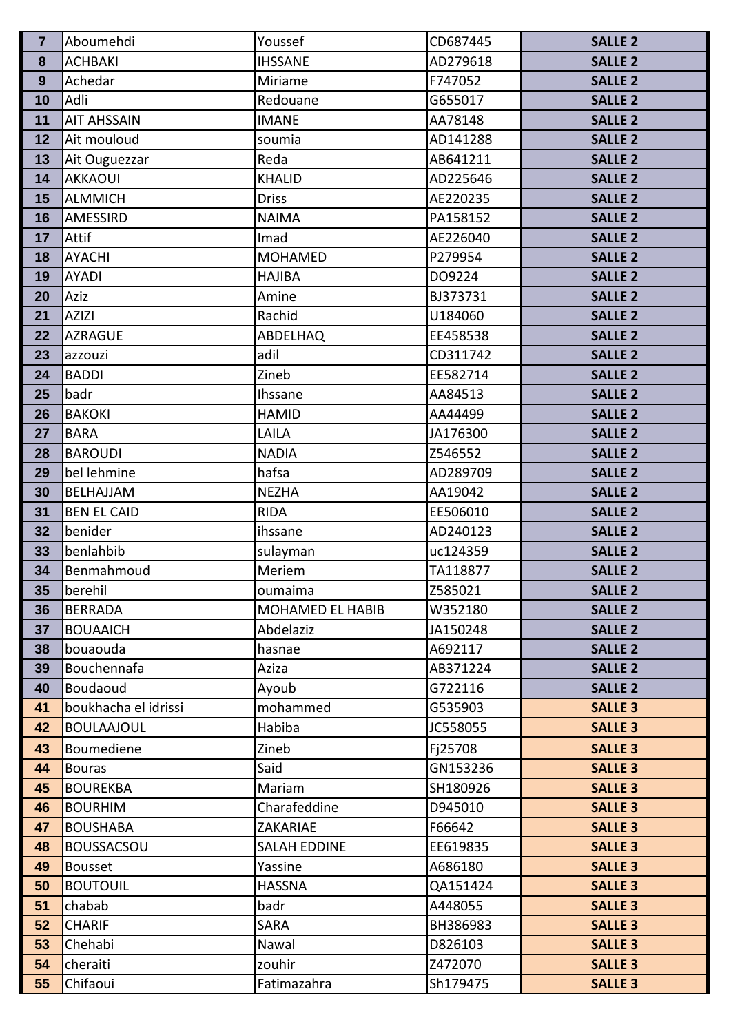| 7 | Aboumehdi | Youssef | CD687445 | SALLE 2 |
|---|---|---|---|---|
| 8 | ACHBAKI | IHSSANE | AD279618 | SALLE 2 |
| 9 | Achedar | Miriame | F747052 | SALLE 2 |
| 10 | Adli | Redouane | G655017 | SALLE 2 |
| 11 | AIT AHSSAIN | IMANE | AA78148 | SALLE 2 |
| 12 | Ait mouloud | soumia | AD141288 | SALLE 2 |
| 13 | Ait Ouguezzar | Reda | AB641211 | SALLE 2 |
| 14 | AKKAOUI | KHALID | AD225646 | SALLE 2 |
| 15 | ALMMICH | Driss | AE220235 | SALLE 2 |
| 16 | AMESSIRD | NAIMA | PA158152 | SALLE 2 |
| 17 | Attif | Imad | AE226040 | SALLE 2 |
| 18 | AYACHI | MOHAMED | P279954 | SALLE 2 |
| 19 | AYADI | HAJIBA | DO9224 | SALLE 2 |
| 20 | Aziz | Amine | BJ373731 | SALLE 2 |
| 21 | AZIZI | Rachid | U184060 | SALLE 2 |
| 22 | AZRAGUE | ABDELHAQ | EE458538 | SALLE 2 |
| 23 | azzouzi | adil | CD311742 | SALLE 2 |
| 24 | BADDI | Zineb | EE582714 | SALLE 2 |
| 25 | badr | Ihssane | AA84513 | SALLE 2 |
| 26 | BAKOKI | HAMID | AA44499 | SALLE 2 |
| 27 | BARA | LAILA | JA176300 | SALLE 2 |
| 28 | BAROUDI | NADIA | Z546552 | SALLE 2 |
| 29 | bel lehmine | hafsa | AD289709 | SALLE 2 |
| 30 | BELHAJJAM | NEZHA | AA19042 | SALLE 2 |
| 31 | BEN EL CAID | RIDA | EE506010 | SALLE 2 |
| 32 | benider | ihssane | AD240123 | SALLE 2 |
| 33 | benlahbib | sulayman | uc124359 | SALLE 2 |
| 34 | Benmahmoud | Meriem | TA118877 | SALLE 2 |
| 35 | berehil | oumaima | Z585021 | SALLE 2 |
| 36 | BERRADA | MOHAMED EL HABIB | W352180 | SALLE 2 |
| 37 | BOUAAICH | Abdelaziz | JA150248 | SALLE 2 |
| 38 | bouaouda | hasnae | A692117 | SALLE 2 |
| 39 | Bouchennafa | Aziza | AB371224 | SALLE 2 |
| 40 | Boudaoud | Ayoub | G722116 | SALLE 2 |
| 41 | boukhacha el idrissi | mohammed | G535903 | SALLE 3 |
| 42 | BOULAAJOUL | Habiba | JC558055 | SALLE 3 |
| 43 | Boumediene | Zineb | Fj25708 | SALLE 3 |
| 44 | Bouras | Said | GN153236 | SALLE 3 |
| 45 | BOUREKBA | Mariam | SH180926 | SALLE 3 |
| 46 | BOURHIM | Charafeddine | D945010 | SALLE 3 |
| 47 | BOUSHABA | ZAKARIAE | F66642 | SALLE 3 |
| 48 | BOUSSACSOU | SALAH EDDINE | EE619835 | SALLE 3 |
| 49 | Bousset | Yassine | A686180 | SALLE 3 |
| 50 | BOUTOUIL | HASSNA | QA151424 | SALLE 3 |
| 51 | chabab | badr | A448055 | SALLE 3 |
| 52 | CHARIF | SARA | BH386983 | SALLE 3 |
| 53 | Chehabi | Nawal | D826103 | SALLE 3 |
| 54 | cheraiti | zouhir | Z472070 | SALLE 3 |
| 55 | Chifaoui | Fatimazahra | Sh179475 | SALLE 3 |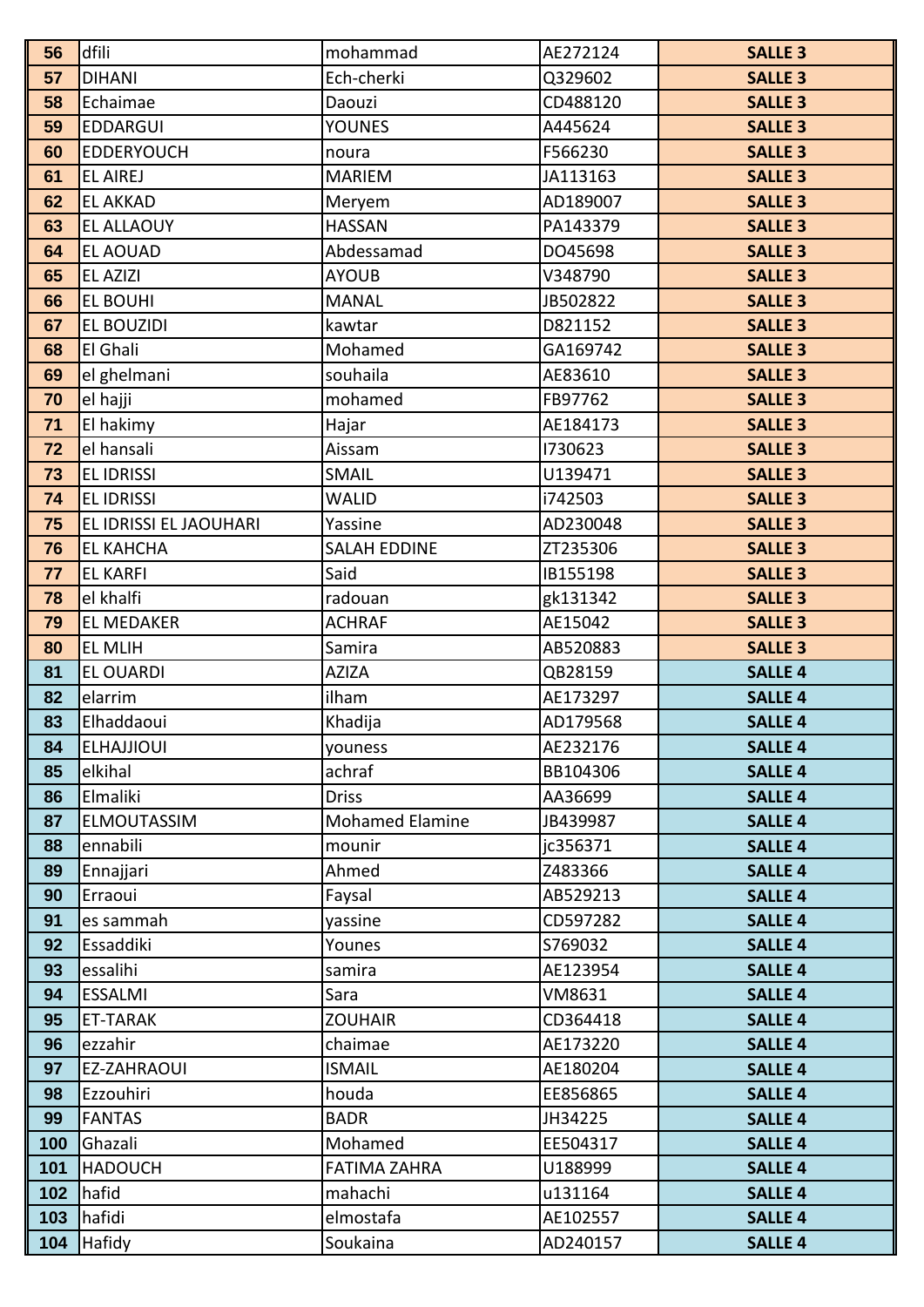| 56 | dfili | mohammad | AE272124 | SALLE 3 |
|---|---|---|---|---|
| 57 | DIHANI | Ech-cherki | Q329602 | SALLE 3 |
| 58 | Echaimae | Daouzi | CD488120 | SALLE 3 |
| 59 | EDDARGUI | YOUNES | A445624 | SALLE 3 |
| 60 | EDDERYOUCH | noura | F566230 | SALLE 3 |
| 61 | EL AIREJ | MARIEM | JA113163 | SALLE 3 |
| 62 | EL AKKAD | Meryem | AD189007 | SALLE 3 |
| 63 | EL ALLAOUY | HASSAN | PA143379 | SALLE 3 |
| 64 | EL AOUAD | Abdessamad | DO45698 | SALLE 3 |
| 65 | EL AZIZI | AYOUB | V348790 | SALLE 3 |
| 66 | EL BOUHI | MANAL | JB502822 | SALLE 3 |
| 67 | EL BOUZIDI | kawtar | D821152 | SALLE 3 |
| 68 | El Ghali | Mohamed | GA169742 | SALLE 3 |
| 69 | el ghelmani | souhaila | AE83610 | SALLE 3 |
| 70 | el hajji | mohamed | FB97762 | SALLE 3 |
| 71 | El hakimy | Hajar | AE184173 | SALLE 3 |
| 72 | el hansali | Aissam | I730623 | SALLE 3 |
| 73 | EL IDRISSI | SMAIL | U139471 | SALLE 3 |
| 74 | EL IDRISSI | WALID | i742503 | SALLE 3 |
| 75 | EL IDRISSI EL JAOUHARI | Yassine | AD230048 | SALLE 3 |
| 76 | EL KAHCHA | SALAH EDDINE | ZT235306 | SALLE 3 |
| 77 | EL KARFI | Said | IB155198 | SALLE 3 |
| 78 | el khalfi | radouan | gk131342 | SALLE 3 |
| 79 | EL MEDAKER | ACHRAF | AE15042 | SALLE 3 |
| 80 | EL MLIH | Samira | AB520883 | SALLE 3 |
| 81 | EL OUARDI | AZIZA | QB28159 | SALLE 4 |
| 82 | elarrim | ilham | AE173297 | SALLE 4 |
| 83 | Elhaddaoui | Khadija | AD179568 | SALLE 4 |
| 84 | ELHAJJIOUI | youness | AE232176 | SALLE 4 |
| 85 | elkihal | achraf | BB104306 | SALLE 4 |
| 86 | Elmaliki | Driss | AA36699 | SALLE 4 |
| 87 | ELMOUTASSIM | Mohamed Elamine | JB439987 | SALLE 4 |
| 88 | ennabili | mounir | jc356371 | SALLE 4 |
| 89 | Ennajjari | Ahmed | Z483366 | SALLE 4 |
| 90 | Erraoui | Faysal | AB529213 | SALLE 4 |
| 91 | es sammah | yassine | CD597282 | SALLE 4 |
| 92 | Essaddiki | Younes | S769032 | SALLE 4 |
| 93 | essalihi | samira | AE123954 | SALLE 4 |
| 94 | ESSALMI | Sara | VM8631 | SALLE 4 |
| 95 | ET-TARAK | ZOUHAIR | CD364418 | SALLE 4 |
| 96 | ezzahir | chaimae | AE173220 | SALLE 4 |
| 97 | EZ-ZAHRAOUI | ISMAIL | AE180204 | SALLE 4 |
| 98 | Ezzouhiri | houda | EE856865 | SALLE 4 |
| 99 | FANTAS | BADR | JH34225 | SALLE 4 |
| 100 | Ghazali | Mohamed | EE504317 | SALLE 4 |
| 101 | HADOUCH | FATIMA ZAHRA | U188999 | SALLE 4 |
| 102 | hafid | mahachi | u131164 | SALLE 4 |
| 103 | hafidi | elmostafa | AE102557 | SALLE 4 |
| 104 | Hafidy | Soukaina | AD240157 | SALLE 4 |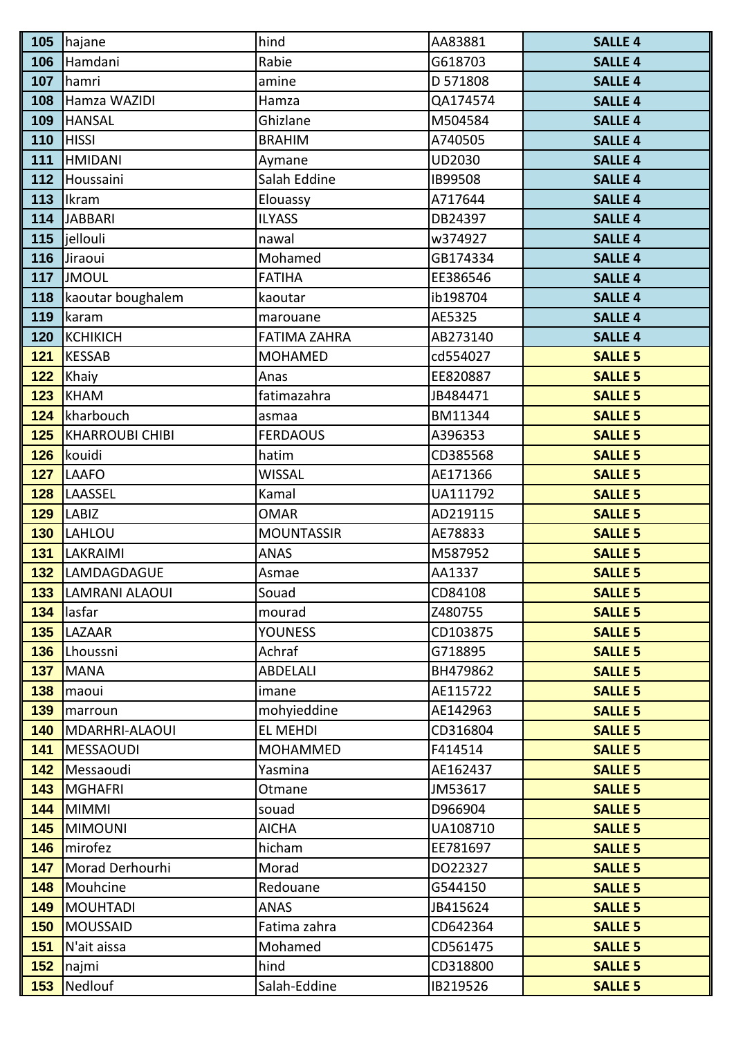| 105 | hajane | hind | AA83881 | SALLE 4 |
|---|---|---|---|---|
| 106 | Hamdani | Rabie | G618703 | SALLE 4 |
| 107 | hamri | amine | D 571808 | SALLE 4 |
| 108 | Hamza WAZIDI | Hamza | QA174574 | SALLE 4 |
| 109 | HANSAL | Ghizlane | M504584 | SALLE 4 |
| 110 | HISSI | BRAHIM | A740505 | SALLE 4 |
| 111 | HMIDANI | Aymane | UD2030 | SALLE 4 |
| 112 | Houssaini | Salah Eddine | IB99508 | SALLE 4 |
| 113 | Ikram | Elouassy | A717644 | SALLE 4 |
| 114 | JABBARI | ILYASS | DB24397 | SALLE 4 |
| 115 | jellouli | nawal | w374927 | SALLE 4 |
| 116 | Jiraoui | Mohamed | GB174334 | SALLE 4 |
| 117 | JMOUL | FATIHA | EE386546 | SALLE 4 |
| 118 | kaoutar boughalem | kaoutar | ib198704 | SALLE 4 |
| 119 | karam | marouane | AE5325 | SALLE 4 |
| 120 | KCHIKICH | FATIMA ZAHRA | AB273140 | SALLE 4 |
| 121 | KESSAB | MOHAMED | cd554027 | SALLE 5 |
| 122 | Khaiy | Anas | EE820887 | SALLE 5 |
| 123 | KHAM | fatimazahra | JB484471 | SALLE 5 |
| 124 | kharbouch | asmaa | BM11344 | SALLE 5 |
| 125 | KHARROUBI CHIBI | FERDAOUS | A396353 | SALLE 5 |
| 126 | kouidi | hatim | CD385568 | SALLE 5 |
| 127 | LAAFO | WISSAL | AE171366 | SALLE 5 |
| 128 | LAASSEL | Kamal | UA111792 | SALLE 5 |
| 129 | LABIZ | OMAR | AD219115 | SALLE 5 |
| 130 | LAHLOU | MOUNTASSIR | AE78833 | SALLE 5 |
| 131 | LAKRAIMI | ANAS | M587952 | SALLE 5 |
| 132 | LAMDAGDAGUE | Asmae | AA1337 | SALLE 5 |
| 133 | LAMRANI ALAOUI | Souad | CD84108 | SALLE 5 |
| 134 | lasfar | mourad | Z480755 | SALLE 5 |
| 135 | LAZAAR | YOUNESS | CD103875 | SALLE 5 |
| 136 | Lhoussni | Achraf | G718895 | SALLE 5 |
| 137 | MANA | ABDELALI | BH479862 | SALLE 5 |
| 138 | maoui | imane | AE115722 | SALLE 5 |
| 139 | marroun | mohyieddine | AE142963 | SALLE 5 |
| 140 | MDARHRI-ALAOUI | EL MEHDI | CD316804 | SALLE 5 |
| 141 | MESSAOUDI | MOHAMMED | F414514 | SALLE 5 |
| 142 | Messaoudi | Yasmina | AE162437 | SALLE 5 |
| 143 | MGHAFRI | Otmane | JM53617 | SALLE 5 |
| 144 | MIMMI | souad | D966904 | SALLE 5 |
| 145 | MIMOUNI | AICHA | UA108710 | SALLE 5 |
| 146 | mirofez | hicham | EE781697 | SALLE 5 |
| 147 | Morad Derhourhi | Morad | DO22327 | SALLE 5 |
| 148 | Mouhcine | Redouane | G544150 | SALLE 5 |
| 149 | MOUHTADI | ANAS | JB415624 | SALLE 5 |
| 150 | MOUSSAID | Fatima zahra | CD642364 | SALLE 5 |
| 151 | N'ait aissa | Mohamed | CD561475 | SALLE 5 |
| 152 | najmi | hind | CD318800 | SALLE 5 |
| 153 | Nedlouf | Salah-Eddine | IB219526 | SALLE 5 |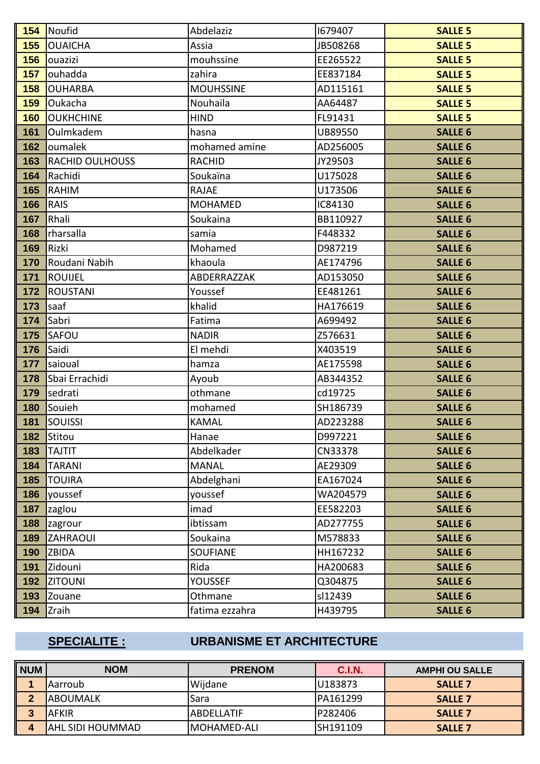| | | | | |
|---|---|---|---|---|
| 154 | Noufid | Abdelaziz | I679407 | SALLE 5 |
| 155 | OUAICHA | Assia | JB508268 | SALLE 5 |
| 156 | ouazizi | mouhssine | EE265522 | SALLE 5 |
| 157 | ouhadda | zahira | EE837184 | SALLE 5 |
| 158 | OUHARBA | MOUHSSINE | AD115161 | SALLE 5 |
| 159 | Oukacha | Nouhaila | AA64487 | SALLE 5 |
| 160 | OUKHCHINE | HIND | FL91431 | SALLE 5 |
| 161 | Oulmkadem | hasna | UB89550 | SALLE 6 |
| 162 | oumalek | mohamed amine | AD256005 | SALLE 6 |
| 163 | RACHID OULHOUSS | RACHID | JY29503 | SALLE 6 |
| 164 | Rachidi | Soukaïna | U175028 | SALLE 6 |
| 165 | RAHIM | RAJAE | U173506 | SALLE 6 |
| 166 | RAIS | MOHAMED | IC84130 | SALLE 6 |
| 167 | Rhali | Soukaina | BB110927 | SALLE 6 |
| 168 | rharsalla | samia | F448332 | SALLE 6 |
| 169 | Rizki | Mohamed | D987219 | SALLE 6 |
| 170 | Roudani Nabih | khaoula | AE174796 | SALLE 6 |
| 171 | ROUIJEL | ABDERRAZZAK | AD153050 | SALLE 6 |
| 172 | ROUSTANI | Youssef | EE481261 | SALLE 6 |
| 173 | saaf | khalid | HA176619 | SALLE 6 |
| 174 | Sabri | Fatima | A699492 | SALLE 6 |
| 175 | SAFOU | NADIR | Z576631 | SALLE 6 |
| 176 | Saidi | El mehdi | X403519 | SALLE 6 |
| 177 | saioual | hamza | AE175598 | SALLE 6 |
| 178 | Sbai Errachidi | Ayoub | AB344352 | SALLE 6 |
| 179 | sedrati | othmane | cd19725 | SALLE 6 |
| 180 | Souieh | mohamed | SH186739 | SALLE 6 |
| 181 | SOUISSI | KAMAL | AD223288 | SALLE 6 |
| 182 | Stitou | Hanae | D997221 | SALLE 6 |
| 183 | TAJTIT | Abdelkader | CN33378 | SALLE 6 |
| 184 | TARANI | MANAL | AE29309 | SALLE 6 |
| 185 | TOUIRA | Abdelghani | EA167024 | SALLE 6 |
| 186 | youssef | youssef | WA204579 | SALLE 6 |
| 187 | zaglou | imad | EE582203 | SALLE 6 |
| 188 | zagrour | ibtissam | AD277755 | SALLE 6 |
| 189 | ZAHRAOUI | Soukaina | M578833 | SALLE 6 |
| 190 | ZBIDA | SOUFIANE | HH167232 | SALLE 6 |
| 191 | Zidouni | Rida | HA200683 | SALLE 6 |
| 192 | ZITOUNI | YOUSSEF | Q304875 | SALLE 6 |
| 193 | Zouane | Othmane | sl12439 | SALLE 6 |
| 194 | Zraih | fatima ezzahra | H439795 | SALLE 6 |

## SPECIALITE : URBANISME ET ARCHITECTURE

| NUM | NOM | PRENOM | C.I.N. | AMPHI OU SALLE |
|---|---|---|---|---|
| 1 | Aarroub | Wijdane | U183873 | SALLE 7 |
| 2 | ABOUMALK | Sara | PA161299 | SALLE 7 |
| 3 | AFKIR | ABDELLATIF | P282406 | SALLE 7 |
| 4 | AHL SIDI HOUMMAD | MOHAMED-ALI | SH191109 | SALLE 7 |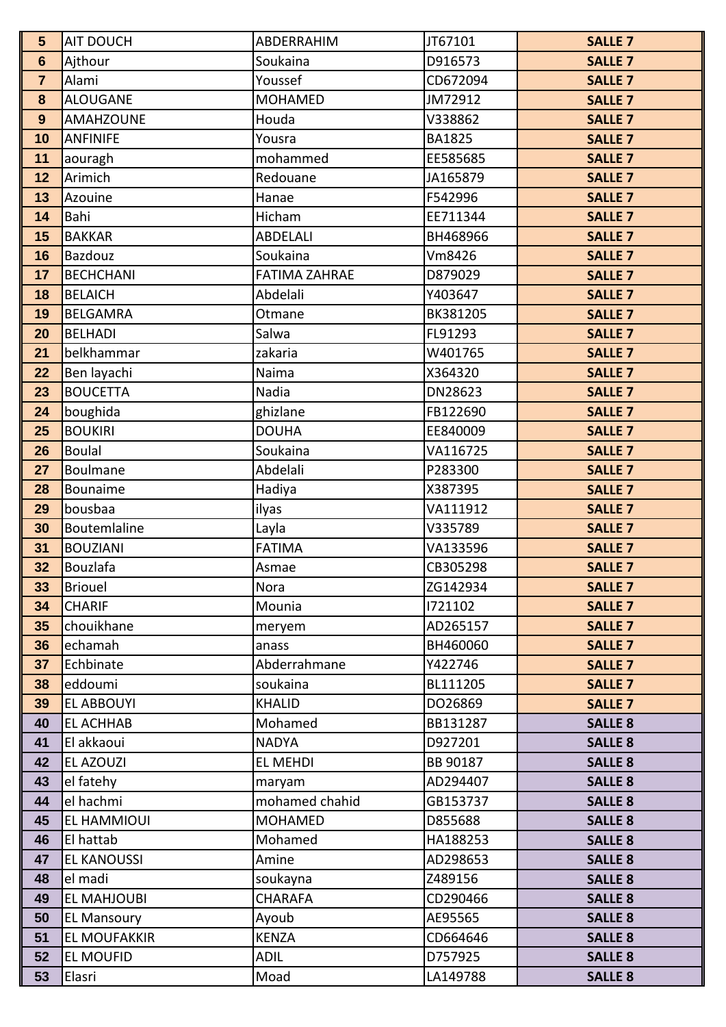| | | | | |
|---|---|---|---|---|
| 5 | AIT DOUCH | ABDERRAHIM | JT67101 | SALLE 7 |
| 6 | Ajthour | Soukaina | D916573 | SALLE 7 |
| 7 | Alami | Youssef | CD672094 | SALLE 7 |
| 8 | ALOUGANE | MOHAMED | JM72912 | SALLE 7 |
| 9 | AMAHZOUNE | Houda | V338862 | SALLE 7 |
| 10 | ANFINIFE | Yousra | BA1825 | SALLE 7 |
| 11 | aouragh | mohammed | EE585685 | SALLE 7 |
| 12 | Arimich | Redouane | JA165879 | SALLE 7 |
| 13 | Azouine | Hanae | F542996 | SALLE 7 |
| 14 | Bahi | Hicham | EE711344 | SALLE 7 |
| 15 | BAKKAR | ABDELALI | BH468966 | SALLE 7 |
| 16 | Bazdouz | Soukaina | Vm8426 | SALLE 7 |
| 17 | BECHCHANI | FATIMA ZAHRAE | D879029 | SALLE 7 |
| 18 | BELAICH | Abdelali | Y403647 | SALLE 7 |
| 19 | BELGAMRA | Otmane | BK381205 | SALLE 7 |
| 20 | BELHADI | Salwa | FL91293 | SALLE 7 |
| 21 | belkhammar | zakaria | W401765 | SALLE 7 |
| 22 | Ben layachi | Naima | X364320 | SALLE 7 |
| 23 | BOUCETTA | Nadia | DN28623 | SALLE 7 |
| 24 | boughida | ghizlane | FB122690 | SALLE 7 |
| 25 | BOUKIRI | DOUHA | EE840009 | SALLE 7 |
| 26 | Boulal | Soukaina | VA116725 | SALLE 7 |
| 27 | Boulmane | Abdelali | P283300 | SALLE 7 |
| 28 | Bounaime | Hadiya | X387395 | SALLE 7 |
| 29 | bousbaa | ilyas | VA111912 | SALLE 7 |
| 30 | Boutemlaline | Layla | V335789 | SALLE 7 |
| 31 | BOUZIANI | FATIMA | VA133596 | SALLE 7 |
| 32 | Bouzlafa | Asmae | CB305298 | SALLE 7 |
| 33 | Briouel | Nora | ZG142934 | SALLE 7 |
| 34 | CHARIF | Mounia | I721102 | SALLE 7 |
| 35 | chouikhane | meryem | AD265157 | SALLE 7 |
| 36 | echamah | anass | BH460060 | SALLE 7 |
| 37 | Echbinate | Abderrahmane | Y422746 | SALLE 7 |
| 38 | eddoumi | soukaina | BL111205 | SALLE 7 |
| 39 | EL ABBOUYI | KHALID | DO26869 | SALLE 7 |
| 40 | EL ACHHAB | Mohamed | BB131287 | SALLE 8 |
| 41 | El akkaoui | NADYA | D927201 | SALLE 8 |
| 42 | EL AZOUZI | EL MEHDI | BB 90187 | SALLE 8 |
| 43 | el fatehy | maryam | AD294407 | SALLE 8 |
| 44 | el hachmi | mohamed chahid | GB153737 | SALLE 8 |
| 45 | EL HAMMIOUI | MOHAMED | D855688 | SALLE 8 |
| 46 | El hattab | Mohamed | HA188253 | SALLE 8 |
| 47 | EL KANOUSSI | Amine | AD298653 | SALLE 8 |
| 48 | el madi | soukayna | Z489156 | SALLE 8 |
| 49 | EL MAHJOUBI | CHARAFA | CD290466 | SALLE 8 |
| 50 | EL Mansoury | Ayoub | AE95565 | SALLE 8 |
| 51 | EL MOUFAKKIR | KENZA | CD664646 | SALLE 8 |
| 52 | EL MOUFID | ADIL | D757925 | SALLE 8 |
| 53 | Elasri | Moad | LA149788 | SALLE 8 |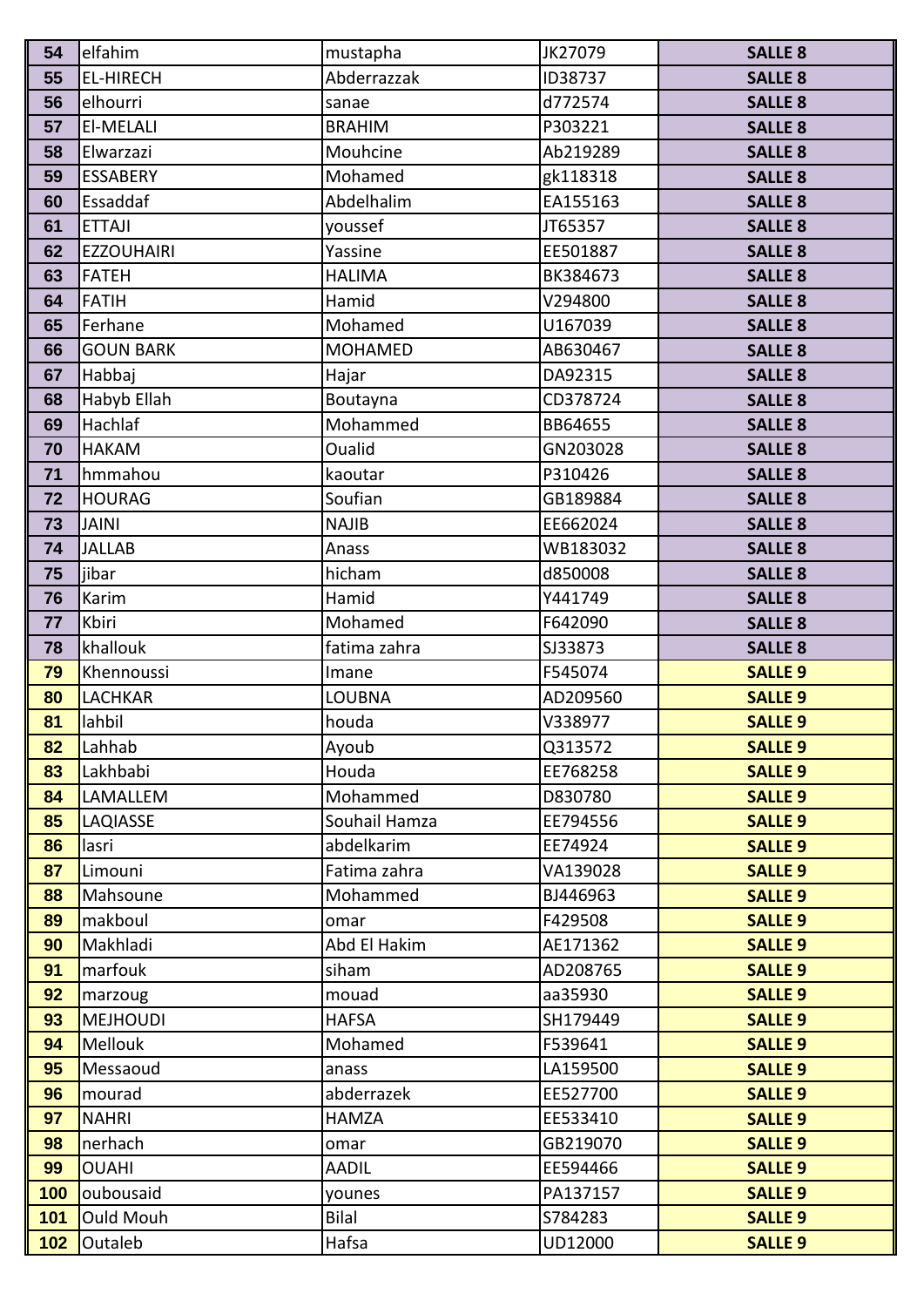| 54 | elfahim | mustapha | JK27079 | SALLE 8 |
|---|---|---|---|---|
| 55 | EL-HIRECH | Abderrazzak | ID38737 | SALLE 8 |
| 56 | elhourri | sanae | d772574 | SALLE 8 |
| 57 | El-MELALI | BRAHIM | P303221 | SALLE 8 |
| 58 | Elwarzazi | Mouhcine | Ab219289 | SALLE 8 |
| 59 | ESSABERY | Mohamed | gk118318 | SALLE 8 |
| 60 | Essaddaf | Abdelhalim | EA155163 | SALLE 8 |
| 61 | ETTAJI | youssef | JT65357 | SALLE 8 |
| 62 | EZZOUHAIRI | Yassine | EE501887 | SALLE 8 |
| 63 | FATEH | HALIMA | BK384673 | SALLE 8 |
| 64 | FATIH | Hamid | V294800 | SALLE 8 |
| 65 | Ferhane | Mohamed | U167039 | SALLE 8 |
| 66 | GOUN BARK | MOHAMED | AB630467 | SALLE 8 |
| 67 | Habbaj | Hajar | DA92315 | SALLE 8 |
| 68 | Habyb Ellah | Boutayna | CD378724 | SALLE 8 |
| 69 | Hachlaf | Mohammed | BB64655 | SALLE 8 |
| 70 | HAKAM | Oualid | GN203028 | SALLE 8 |
| 71 | hmmahou | kaoutar | P310426 | SALLE 8 |
| 72 | HOURAG | Soufian | GB189884 | SALLE 8 |
| 73 | JAINI | NAJIB | EE662024 | SALLE 8 |
| 74 | JALLAB | Anass | WB183032 | SALLE 8 |
| 75 | jibar | hicham | d850008 | SALLE 8 |
| 76 | Karim | Hamid | Y441749 | SALLE 8 |
| 77 | Kbiri | Mohamed | F642090 | SALLE 8 |
| 78 | khallouk | fatima zahra | SJ33873 | SALLE 8 |
| 79 | Khennoussi | Imane | F545074 | SALLE 9 |
| 80 | LACHKAR | LOUBNA | AD209560 | SALLE 9 |
| 81 | lahbil | houda | V338977 | SALLE 9 |
| 82 | Lahhab | Ayoub | Q313572 | SALLE 9 |
| 83 | Lakhbabi | Houda | EE768258 | SALLE 9 |
| 84 | LAMALLEM | Mohammed | D830780 | SALLE 9 |
| 85 | LAQIASSE | Souhail Hamza | EE794556 | SALLE 9 |
| 86 | lasri | abdelkarim | EE74924 | SALLE 9 |
| 87 | Limouni | Fatima zahra | VA139028 | SALLE 9 |
| 88 | Mahsoune | Mohammed | BJ446963 | SALLE 9 |
| 89 | makboul | omar | F429508 | SALLE 9 |
| 90 | Makhladi | Abd El Hakim | AE171362 | SALLE 9 |
| 91 | marfouk | siham | AD208765 | SALLE 9 |
| 92 | marzoug | mouad | aa35930 | SALLE 9 |
| 93 | MEJHOUDI | HAFSA | SH179449 | SALLE 9 |
| 94 | Mellouk | Mohamed | F539641 | SALLE 9 |
| 95 | Messaoud | anass | LA159500 | SALLE 9 |
| 96 | mourad | abderrazek | EE527700 | SALLE 9 |
| 97 | NAHRI | HAMZA | EE533410 | SALLE 9 |
| 98 | nerhach | omar | GB219070 | SALLE 9 |
| 99 | OUAHI | AADIL | EE594466 | SALLE 9 |
| 100 | oubousaid | younes | PA137157 | SALLE 9 |
| 101 | Ould Mouh | Bilal | S784283 | SALLE 9 |
| 102 | Outaleb | Hafsa | UD12000 | SALLE 9 |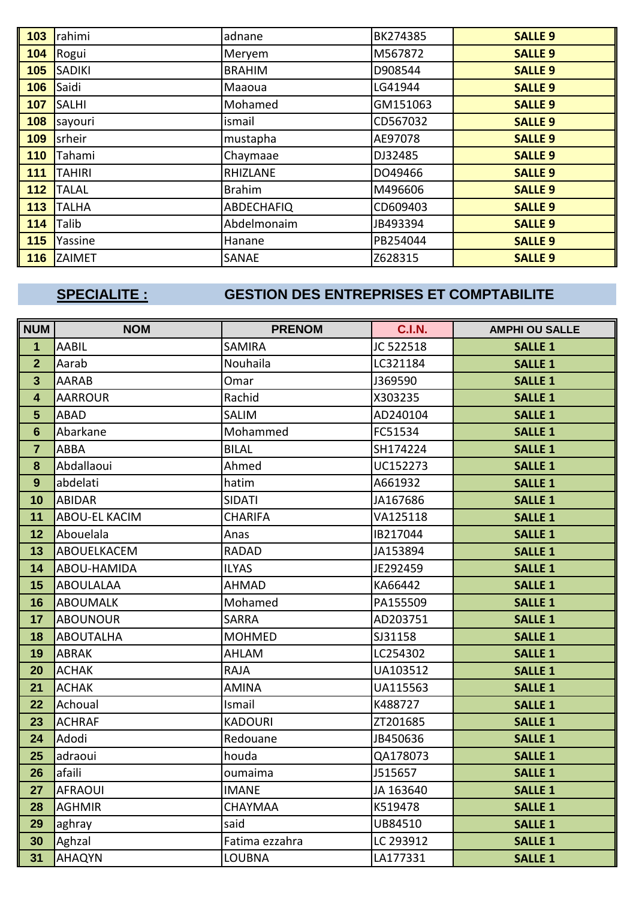| 103 | rahimi | adnane | BK274385 | SALLE 9 |
|---|---|---|---|---|
| 104 | Rogui | Meryem | M567872 | SALLE 9 |
| 105 | SADIKI | BRAHIM | D908544 | SALLE 9 |
| 106 | Saidi | Maaoua | LG41944 | SALLE 9 |
| 107 | SALHI | Mohamed | GM151063 | SALLE 9 |
| 108 | sayouri | ismail | CD567032 | SALLE 9 |
| 109 | srheir | mustapha | AE97078 | SALLE 9 |
| 110 | Tahami | Chaymaae | DJ32485 | SALLE 9 |
| 111 | TAHIRI | RHIZLANE | DO49466 | SALLE 9 |
| 112 | TALAL | Brahim | M496606 | SALLE 9 |
| 113 | TALHA | ABDECHAFIQ | CD609403 | SALLE 9 |
| 114 | Talib | Abdelmonaim | JB493394 | SALLE 9 |
| 115 | Yassine | Hanane | PB254044 | SALLE 9 |
| 116 | ZAIMET | SANAE | Z628315 | SALLE 9 |

## SPECIALITE : GESTION DES ENTREPRISES ET COMPTABILITE

| NUM | NOM | PRENOM | C.I.N. | AMPHI OU SALLE |
|---|---|---|---|---|
| 1 | AABIL | SAMIRA | JC 522518 | SALLE 1 |
| 2 | Aarab | Nouhaila | LC321184 | SALLE 1 |
| 3 | AARAB | Omar | J369590 | SALLE 1 |
| 4 | AARROUR | Rachid | X303235 | SALLE 1 |
| 5 | ABAD | SALIM | AD240104 | SALLE 1 |
| 6 | Abarkane | Mohammed | FC51534 | SALLE 1 |
| 7 | ABBA | BILAL | SH174224 | SALLE 1 |
| 8 | Abdallaoui | Ahmed | UC152273 | SALLE 1 |
| 9 | abdelati | hatim | A661932 | SALLE 1 |
| 10 | ABIDAR | SIDATI | JA167686 | SALLE 1 |
| 11 | ABOU-EL KACIM | CHARIFA | VA125118 | SALLE 1 |
| 12 | Abouelala | Anas | IB217044 | SALLE 1 |
| 13 | ABOUELKACEM | RADAD | JA153894 | SALLE 1 |
| 14 | ABOU-HAMIDA | ILYAS | JE292459 | SALLE 1 |
| 15 | ABOULALAA | AHMAD | KA66442 | SALLE 1 |
| 16 | ABOUMALK | Mohamed | PA155509 | SALLE 1 |
| 17 | ABOUNOUR | SARRA | AD203751 | SALLE 1 |
| 18 | ABOUTALHA | MOHMED | SJ31158 | SALLE 1 |
| 19 | ABRAK | AHLAM | LC254302 | SALLE 1 |
| 20 | ACHAK | RAJA | UA103512 | SALLE 1 |
| 21 | ACHAK | AMINA | UA115563 | SALLE 1 |
| 22 | Achoual | Ismail | K488727 | SALLE 1 |
| 23 | ACHRAF | KADOURI | ZT201685 | SALLE 1 |
| 24 | Adodi | Redouane | JB450636 | SALLE 1 |
| 25 | adraoui | houda | QA178073 | SALLE 1 |
| 26 | afaili | oumaima | J515657 | SALLE 1 |
| 27 | AFRAOUI | IMANE | JA 163640 | SALLE 1 |
| 28 | AGHMIR | CHAYMAA | K519478 | SALLE 1 |
| 29 | aghray | said | UB84510 | SALLE 1 |
| 30 | Aghzal | Fatima ezzahra | LC 293912 | SALLE 1 |
| 31 | AHAQYN | LOUBNA | LA177331 | SALLE 1 |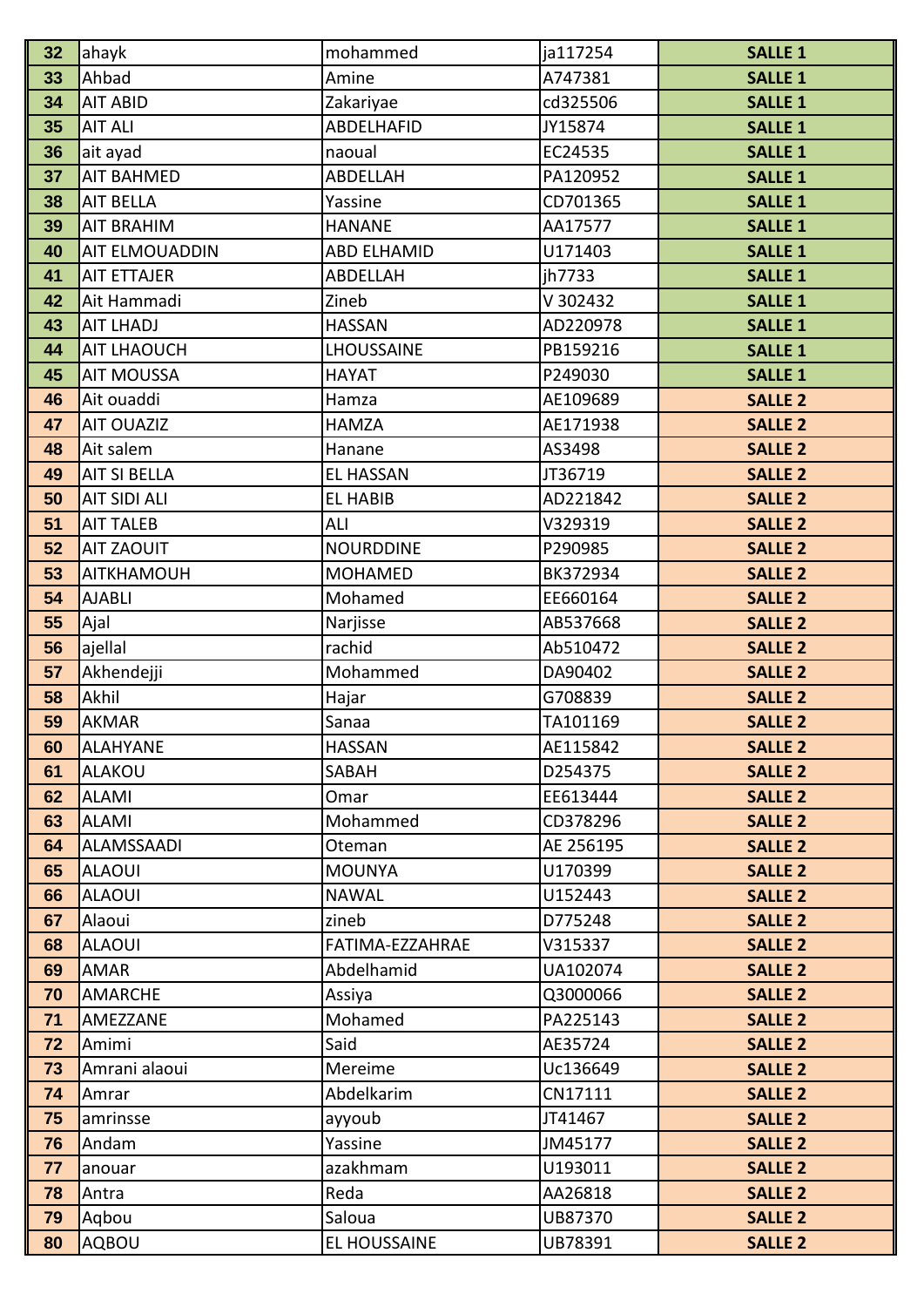| 32 | ahayk | mohammed | ja117254 | SALLE 1 |
|---|---|---|---|---|
| 33 | Ahbad | Amine | A747381 | SALLE 1 |
| 34 | AIT ABID | Zakariyae | cd325506 | SALLE 1 |
| 35 | AIT ALI | ABDELHAFID | JY15874 | SALLE 1 |
| 36 | ait ayad | naoual | EC24535 | SALLE 1 |
| 37 | AIT BAHMED | ABDELLAH | PA120952 | SALLE 1 |
| 38 | AIT BELLA | Yassine | CD701365 | SALLE 1 |
| 39 | AIT BRAHIM | HANANE | AA17577 | SALLE 1 |
| 40 | AIT ELMOUADDIN | ABD ELHAMID | U171403 | SALLE 1 |
| 41 | AIT ETTAJER | ABDELLAH | jh7733 | SALLE 1 |
| 42 | Ait Hammadi | Zineb | V 302432 | SALLE 1 |
| 43 | AIT LHADJ | HASSAN | AD220978 | SALLE 1 |
| 44 | AIT LHAOUCH | LHOUSSAINE | PB159216 | SALLE 1 |
| 45 | AIT MOUSSA | HAYAT | P249030 | SALLE 1 |
| 46 | Ait ouaddi | Hamza | AE109689 | SALLE 2 |
| 47 | AIT OUAZIZ | HAMZA | AE171938 | SALLE 2 |
| 48 | Ait salem | Hanane | AS3498 | SALLE 2 |
| 49 | AIT SI BELLA | EL HASSAN | JT36719 | SALLE 2 |
| 50 | AIT SIDI ALI | EL HABIB | AD221842 | SALLE 2 |
| 51 | AIT TALEB | ALI | V329319 | SALLE 2 |
| 52 | AIT ZAOUIT | NOURDDINE | P290985 | SALLE 2 |
| 53 | AITKHAMOUH | MOHAMED | BK372934 | SALLE 2 |
| 54 | AJABLI | Mohamed | EE660164 | SALLE 2 |
| 55 | Ajal | Narjisse | AB537668 | SALLE 2 |
| 56 | ajellal | rachid | Ab510472 | SALLE 2 |
| 57 | Akhendejji | Mohammed | DA90402 | SALLE 2 |
| 58 | Akhil | Hajar | G708839 | SALLE 2 |
| 59 | AKMAR | Sanaa | TA101169 | SALLE 2 |
| 60 | ALAHYANE | HASSAN | AE115842 | SALLE 2 |
| 61 | ALAKOU | SABAH | D254375 | SALLE 2 |
| 62 | ALAMI | Omar | EE613444 | SALLE 2 |
| 63 | ALAMI | Mohammed | CD378296 | SALLE 2 |
| 64 | ALAMSSAADI | Oteman | AE 256195 | SALLE 2 |
| 65 | ALAOUI | MOUNYA | U170399 | SALLE 2 |
| 66 | ALAOUI | NAWAL | U152443 | SALLE 2 |
| 67 | Alaoui | zineb | D775248 | SALLE 2 |
| 68 | ALAOUI | FATIMA-EZZAHRAE | V315337 | SALLE 2 |
| 69 | AMAR | Abdelhamid | UA102074 | SALLE 2 |
| 70 | AMARCHE | Assiya | Q3000066 | SALLE 2 |
| 71 | AMEZZANE | Mohamed | PA225143 | SALLE 2 |
| 72 | Amimi | Said | AE35724 | SALLE 2 |
| 73 | Amrani alaoui | Mereime | Uc136649 | SALLE 2 |
| 74 | Amrar | Abdelkarim | CN17111 | SALLE 2 |
| 75 | amrinsse | ayyoub | JT41467 | SALLE 2 |
| 76 | Andam | Yassine | JM45177 | SALLE 2 |
| 77 | anouar | azakhmam | U193011 | SALLE 2 |
| 78 | Antra | Reda | AA26818 | SALLE 2 |
| 79 | Aqbou | Saloua | UB87370 | SALLE 2 |
| 80 | AQBOU | EL HOUSSAINE | UB78391 | SALLE 2 |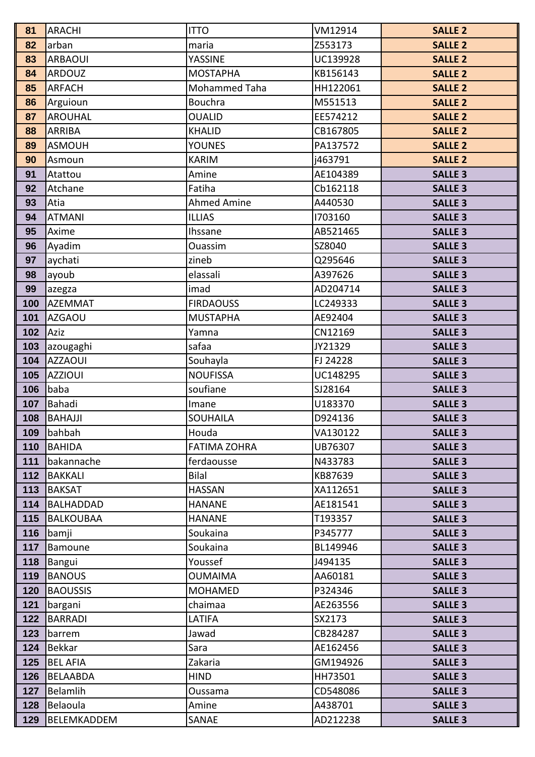| | | | | |
|---|---|---|---|---|
| **81** | ARACHI | ITTO | VM12914 | **SALLE 2** |
| **82** | arban | maria | Z553173 | **SALLE 2** |
| **83** | ARBAOUI | YASSINE | UC139928 | **SALLE 2** |
| **84** | ARDOUZ | MOSTAPHA | KB156143 | **SALLE 2** |
| **85** | ARFACH | Mohammed Taha | HH122061 | **SALLE 2** |
| **86** | Arguioun | Bouchra | M551513 | **SALLE 2** |
| **87** | AROUHAL | OUALID | EE574212 | **SALLE 2** |
| **88** | ARRIBA | KHALID | CB167805 | **SALLE 2** |
| **89** | ASMOUH | YOUNES | PA137572 | **SALLE 2** |
| **90** | Asmoun | KARIM | j463791 | **SALLE 2** |
| **91** | Atattou | Amine | AE104389 | **SALLE 3** |
| **92** | Atchane | Fatiha | Cb162118 | **SALLE 3** |
| **93** | Atia | Ahmed Amine | A440530 | **SALLE 3** |
| **94** | ATMANI | ILLIAS | I703160 | **SALLE 3** |
| **95** | Axime | Ihssane | AB521465 | **SALLE 3** |
| **96** | Ayadim | Ouassim | SZ8040 | **SALLE 3** |
| **97** | aychati | zineb | Q295646 | **SALLE 3** |
| **98** | ayoub | elassali | A397626 | **SALLE 3** |
| **99** | azegza | imad | AD204714 | **SALLE 3** |
| **100** | AZEMMAT | FIRDAOUSS | LC249333 | **SALLE 3** |
| **101** | AZGAOU | MUSTAPHA | AE92404 | **SALLE 3** |
| **102** | Aziz | Yamna | CN12169 | **SALLE 3** |
| **103** | azougaghi | safaa | JY21329 | **SALLE 3** |
| **104** | AZZAOUI | Souhayla | FJ 24228 | **SALLE 3** |
| **105** | AZZIOUI | NOUFISSA | UC148295 | **SALLE 3** |
| **106** | baba | soufiane | SJ28164 | **SALLE 3** |
| **107** | Bahadi | Imane | U183370 | **SALLE 3** |
| **108** | BAHAJJI | SOUHAILA | D924136 | **SALLE 3** |
| **109** | bahbah | Houda | VA130122 | **SALLE 3** |
| **110** | BAHIDA | FATIMA ZOHRA | UB76307 | **SALLE 3** |
| **111** | bakannache | ferdaousse | N433783 | **SALLE 3** |
| **112** | BAKKALI | Bilal | KB87639 | **SALLE 3** |
| **113** | BAKSAT | HASSAN | XA112651 | **SALLE 3** |
| **114** | BALHADDAD | HANANE | AE181541 | **SALLE 3** |
| **115** | BALKOUBAA | HANANE | T193357 | **SALLE 3** |
| **116** | bamji | Soukaina | P345777 | **SALLE 3** |
| **117** | Bamoune | Soukaina | BL149946 | **SALLE 3** |
| **118** | Bangui | Youssef | J494135 | **SALLE 3** |
| **119** | BANOUS | OUMAIMA | AA60181 | **SALLE 3** |
| **120** | BAOUSSIS | MOHAMED | P324346 | **SALLE 3** |
| **121** | bargani | chaimaa | AE263556 | **SALLE 3** |
| **122** | BARRADI | LATIFA | SX2173 | **SALLE 3** |
| **123** | barrem | Jawad | CB284287 | **SALLE 3** |
| **124** | Bekkar | Sara | AE162456 | **SALLE 3** |
| **125** | BEL AFIA | Zakaria | GM194926 | **SALLE 3** |
| **126** | BELAABDA | HIND | HH73501 | **SALLE 3** |
| **127** | Belamlih | Oussama | CD548086 | **SALLE 3** |
| **128** | Belaoula | Amine | A438701 | **SALLE 3** |
| **129** | BELEMKADDEM | SANAE | AD212238 | **SALLE 3** |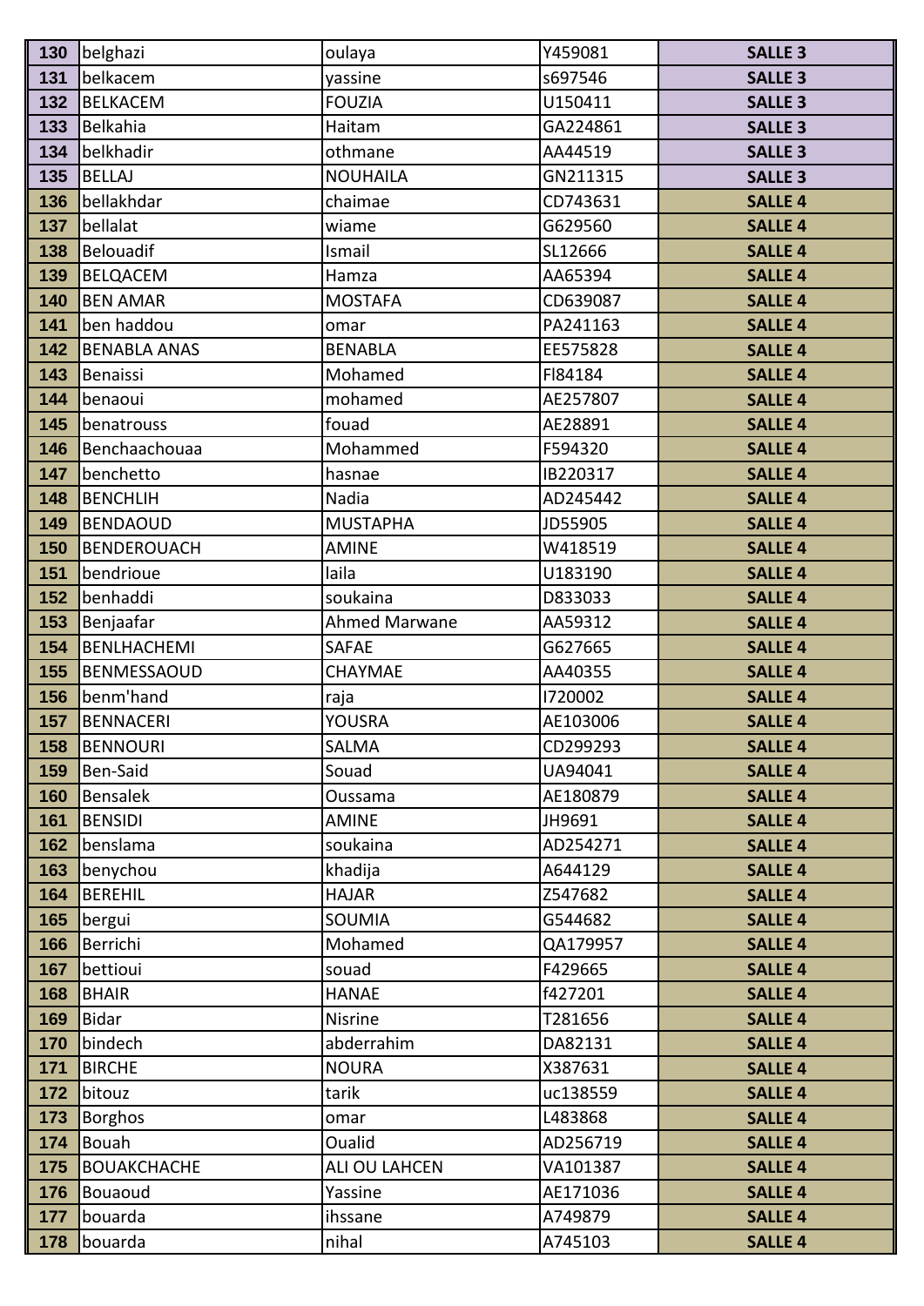| 130 | belghazi | oulaya | Y459081 | SALLE 3 |
|---|---|---|---|---|
| 131 | belkacem | yassine | s697546 | SALLE 3 |
| 132 | BELKACEM | FOUZIA | U150411 | SALLE 3 |
| 133 | Belkahia | Haitam | GA224861 | SALLE 3 |
| 134 | belkhadir | othmane | AA44519 | SALLE 3 |
| 135 | BELLAJ | NOUHAILA | GN211315 | SALLE 3 |
| 136 | bellakhdar | chaimae | CD743631 | SALLE 4 |
| 137 | bellalat | wiame | G629560 | SALLE 4 |
| 138 | Belouadif | Ismail | SL12666 | SALLE 4 |
| 139 | BELQACEM | Hamza | AA65394 | SALLE 4 |
| 140 | BEN AMAR | MOSTAFA | CD639087 | SALLE 4 |
| 141 | ben haddou | omar | PA241163 | SALLE 4 |
| 142 | BENABLA ANAS | BENABLA | EE575828 | SALLE 4 |
| 143 | Benaissi | Mohamed | FI84184 | SALLE 4 |
| 144 | benaoui | mohamed | AE257807 | SALLE 4 |
| 145 | benatrouss | fouad | AE28891 | SALLE 4 |
| 146 | Benchaachouaa | Mohammed | F594320 | SALLE 4 |
| 147 | benchetto | hasnae | IB220317 | SALLE 4 |
| 148 | BENCHLIH | Nadia | AD245442 | SALLE 4 |
| 149 | BENDAOUD | MUSTAPHA | JD55905 | SALLE 4 |
| 150 | BENDEROUACH | AMINE | W418519 | SALLE 4 |
| 151 | bendrioue | laila | U183190 | SALLE 4 |
| 152 | benhaddi | soukaina | D833033 | SALLE 4 |
| 153 | Benjaafar | Ahmed Marwane | AA59312 | SALLE 4 |
| 154 | BENLHACHEMI | SAFAE | G627665 | SALLE 4 |
| 155 | BENMESSAOUD | CHAYMAE | AA40355 | SALLE 4 |
| 156 | benm'hand | raja | I720002 | SALLE 4 |
| 157 | BENNACERI | YOUSRA | AE103006 | SALLE 4 |
| 158 | BENNOURI | SALMA | CD299293 | SALLE 4 |
| 159 | Ben-Said | Souad | UA94041 | SALLE 4 |
| 160 | Bensalek | Oussama | AE180879 | SALLE 4 |
| 161 | BENSIDI | AMINE | JH9691 | SALLE 4 |
| 162 | benslama | soukaina | AD254271 | SALLE 4 |
| 163 | benychou | khadija | A644129 | SALLE 4 |
| 164 | BEREHIL | HAJAR | Z547682 | SALLE 4 |
| 165 | bergui | SOUMIA | G544682 | SALLE 4 |
| 166 | Berrichi | Mohamed | QA179957 | SALLE 4 |
| 167 | bettioui | souad | F429665 | SALLE 4 |
| 168 | BHAIR | HANAE | f427201 | SALLE 4 |
| 169 | Bidar | Nisrine | T281656 | SALLE 4 |
| 170 | bindech | abderrahim | DA82131 | SALLE 4 |
| 171 | BIRCHE | NOURA | X387631 | SALLE 4 |
| 172 | bitouz | tarik | uc138559 | SALLE 4 |
| 173 | Borghos | omar | L483868 | SALLE 4 |
| 174 | Bouah | Oualid | AD256719 | SALLE 4 |
| 175 | BOUAKCHACHE | ALI OU LAHCEN | VA101387 | SALLE 4 |
| 176 | Bouaoud | Yassine | AE171036 | SALLE 4 |
| 177 | bouarda | ihssane | A749879 | SALLE 4 |
| 178 | bouarda | nihal | A745103 | SALLE 4 |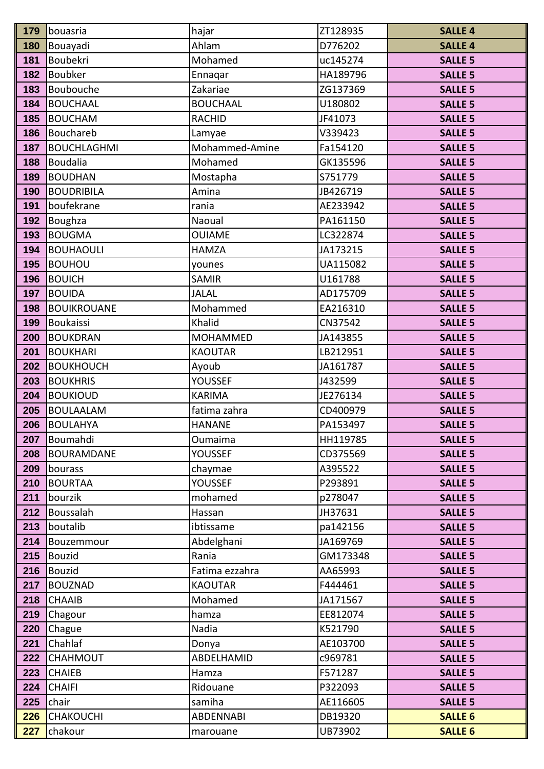| 179 | bouasria | hajar | ZT128935 | SALLE 4 |
|---|---|---|---|---|
| 180 | Bouayadi | Ahlam | D776202 | SALLE 4 |
| 181 | Boubekri | Mohamed | uc145274 | SALLE 5 |
| 182 | Boubker | Ennaqar | HA189796 | SALLE 5 |
| 183 | Boubouche | Zakariae | ZG137369 | SALLE 5 |
| 184 | BOUCHAAL | BOUCHAAL | U180802 | SALLE 5 |
| 185 | BOUCHAM | RACHID | JF41073 | SALLE 5 |
| 186 | Bouchareb | Lamyae | V339423 | SALLE 5 |
| 187 | BOUCHLAGHMI | Mohammed-Amine | Fa154120 | SALLE 5 |
| 188 | Boudalia | Mohamed | GK135596 | SALLE 5 |
| 189 | BOUDHAN | Mostapha | S751779 | SALLE 5 |
| 190 | BOUDRIBILA | Amina | JB426719 | SALLE 5 |
| 191 | boufekrane | rania | AE233942 | SALLE 5 |
| 192 | Boughza | Naoual | PA161150 | SALLE 5 |
| 193 | BOUGMA | OUIAME | LC322874 | SALLE 5 |
| 194 | BOUHAOULI | HAMZA | JA173215 | SALLE 5 |
| 195 | BOUHOU | younes | UA115082 | SALLE 5 |
| 196 | BOUICH | SAMIR | U161788 | SALLE 5 |
| 197 | BOUIDA | JALAL | AD175709 | SALLE 5 |
| 198 | BOUIKROUANE | Mohammed | EA216310 | SALLE 5 |
| 199 | Boukaissi | Khalid | CN37542 | SALLE 5 |
| 200 | BOUKDRAN | MOHAMMED | JA143855 | SALLE 5 |
| 201 | BOUKHARI | KAOUTAR | LB212951 | SALLE 5 |
| 202 | BOUKHOUCH | Ayoub | JA161787 | SALLE 5 |
| 203 | BOUKHRIS | YOUSSEF | J432599 | SALLE 5 |
| 204 | BOUKIOUD | KARIMA | JE276134 | SALLE 5 |
| 205 | BOULAALAM | fatima zahra | CD400979 | SALLE 5 |
| 206 | BOULAHYA | HANANE | PA153497 | SALLE 5 |
| 207 | Boumahdi | Oumaima | HH119785 | SALLE 5 |
| 208 | BOURAMDANE | YOUSSEF | CD375569 | SALLE 5 |
| 209 | bourass | chaymae | A395522 | SALLE 5 |
| 210 | BOURTAA | YOUSSEF | P293891 | SALLE 5 |
| 211 | bourzik | mohamed | p278047 | SALLE 5 |
| 212 | Boussalah | Hassan | JH37631 | SALLE 5 |
| 213 | boutalib | ibtissame | pa142156 | SALLE 5 |
| 214 | Bouzemmour | Abdelghani | JA169769 | SALLE 5 |
| 215 | Bouzid | Rania | GM173348 | SALLE 5 |
| 216 | Bouzid | Fatima ezzahra | AA65993 | SALLE 5 |
| 217 | BOUZNAD | KAOUTAR | F444461 | SALLE 5 |
| 218 | CHAAIB | Mohamed | JA171567 | SALLE 5 |
| 219 | Chagour | hamza | EE812074 | SALLE 5 |
| 220 | Chague | Nadia | K521790 | SALLE 5 |
| 221 | Chahlaf | Donya | AE103700 | SALLE 5 |
| 222 | CHAHMOUT | ABDELHAMID | c969781 | SALLE 5 |
| 223 | CHAIEB | Hamza | F571287 | SALLE 5 |
| 224 | CHAIFI | Ridouane | P322093 | SALLE 5 |
| 225 | chair | samiha | AE116605 | SALLE 5 |
| 226 | CHAKOUCHI | ABDENNABI | DB19320 | SALLE 6 |
| 227 | chakour | marouane | UB73902 | SALLE 6 |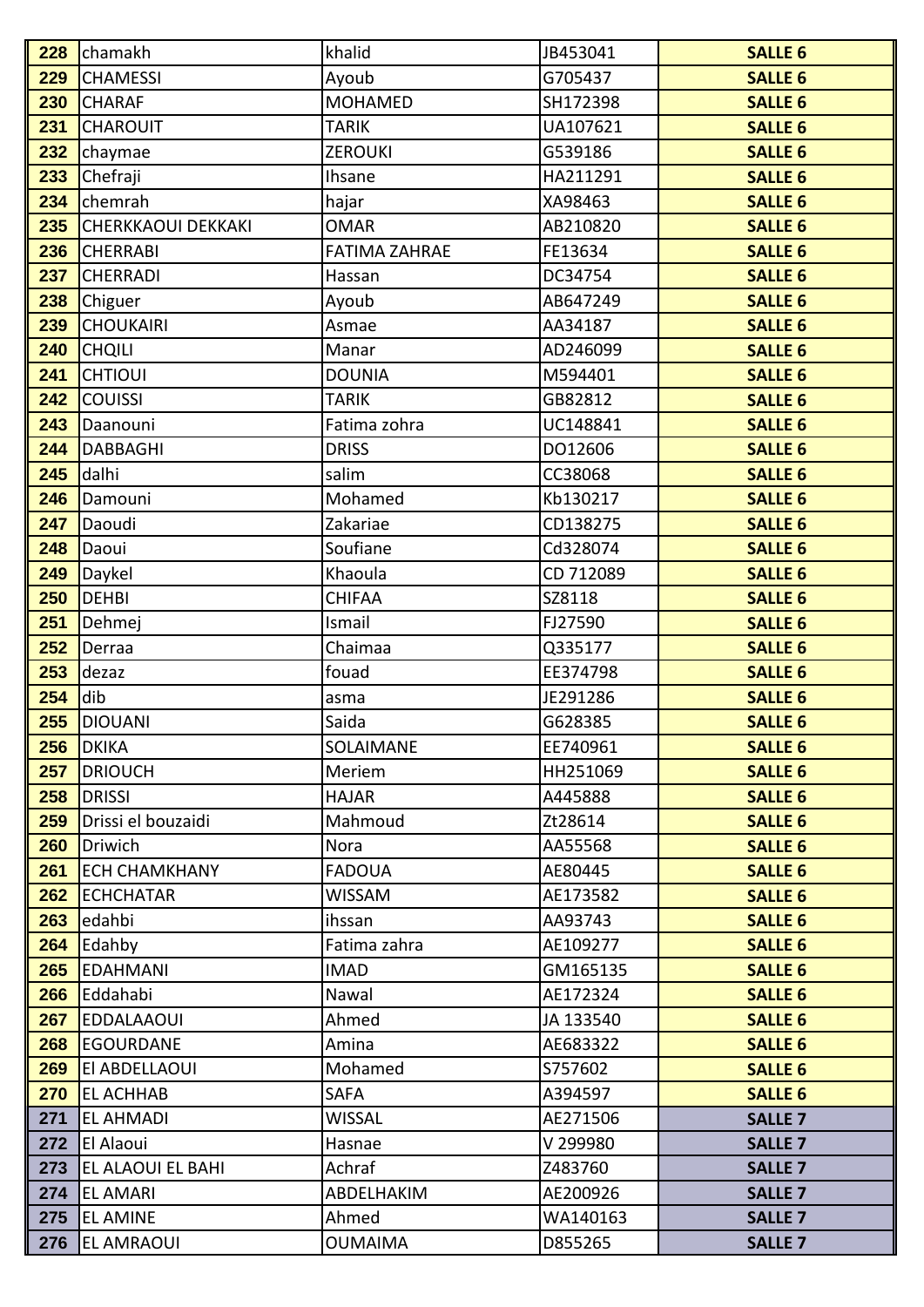| 228 | chamakh | khalid | JB453041 | SALLE 6 |
|---|---|---|---|---|
| 229 | CHAMESSI | Ayoub | G705437 | SALLE 6 |
| 230 | CHARAF | MOHAMED | SH172398 | SALLE 6 |
| 231 | CHAROUIT | TARIK | UA107621 | SALLE 6 |
| 232 | chaymae | ZEROUKI | G539186 | SALLE 6 |
| 233 | Chefraji | Ihsane | HA211291 | SALLE 6 |
| 234 | chemrah | hajar | XA98463 | SALLE 6 |
| 235 | CHERKKAOUI DEKKAKI | OMAR | AB210820 | SALLE 6 |
| 236 | CHERRABI | FATIMA ZAHRAE | FE13634 | SALLE 6 |
| 237 | CHERRADI | Hassan | DC34754 | SALLE 6 |
| 238 | Chiguer | Ayoub | AB647249 | SALLE 6 |
| 239 | CHOUKAIRI | Asmae | AA34187 | SALLE 6 |
| 240 | CHQILI | Manar | AD246099 | SALLE 6 |
| 241 | CHTIOUI | DOUNIA | M594401 | SALLE 6 |
| 242 | COUISSI | TARIK | GB82812 | SALLE 6 |
| 243 | Daanouni | Fatima zohra | UC148841 | SALLE 6 |
| 244 | DABBAGHI | DRISS | DO12606 | SALLE 6 |
| 245 | dalhi | salim | CC38068 | SALLE 6 |
| 246 | Damouni | Mohamed | Kb130217 | SALLE 6 |
| 247 | Daoudi | Zakariae | CD138275 | SALLE 6 |
| 248 | Daoui | Soufiane | Cd328074 | SALLE 6 |
| 249 | Daykel | Khaoula | CD 712089 | SALLE 6 |
| 250 | DEHBI | CHIFAA | SZ8118 | SALLE 6 |
| 251 | Dehmej | Ismail | FJ27590 | SALLE 6 |
| 252 | Derraa | Chaimaa | Q335177 | SALLE 6 |
| 253 | dezaz | fouad | EE374798 | SALLE 6 |
| 254 | dib | asma | JE291286 | SALLE 6 |
| 255 | DIOUANI | Saida | G628385 | SALLE 6 |
| 256 | DKIKA | SOLAIMANE | EE740961 | SALLE 6 |
| 257 | DRIOUCH | Meriem | HH251069 | SALLE 6 |
| 258 | DRISSI | HAJAR | A445888 | SALLE 6 |
| 259 | Drissi el bouzaidi | Mahmoud | Zt28614 | SALLE 6 |
| 260 | Driwich | Nora | AA55568 | SALLE 6 |
| 261 | ECH CHAMKHANY | FADOUA | AE80445 | SALLE 6 |
| 262 | ECHCHATAR | WISSAM | AE173582 | SALLE 6 |
| 263 | edahbi | ihssan | AA93743 | SALLE 6 |
| 264 | Edahby | Fatima zahra | AE109277 | SALLE 6 |
| 265 | EDAHMANI | IMAD | GM165135 | SALLE 6 |
| 266 | Eddahabi | Nawal | AE172324 | SALLE 6 |
| 267 | EDDALAAOUI | Ahmed | JA 133540 | SALLE 6 |
| 268 | EGOURDANE | Amina | AE683322 | SALLE 6 |
| 269 | El ABDELLAOUI | Mohamed | S757602 | SALLE 6 |
| 270 | EL ACHHAB | SAFA | A394597 | SALLE 6 |
| 271 | EL AHMADI | WISSAL | AE271506 | SALLE 7 |
| 272 | El Alaoui | Hasnae | V 299980 | SALLE 7 |
| 273 | EL ALAOUI EL BAHI | Achraf | Z483760 | SALLE 7 |
| 274 | EL AMARI | ABDELHAKIM | AE200926 | SALLE 7 |
| 275 | EL AMINE | Ahmed | WA140163 | SALLE 7 |
| 276 | EL AMRAOUI | OUMAIMA | D855265 | SALLE 7 |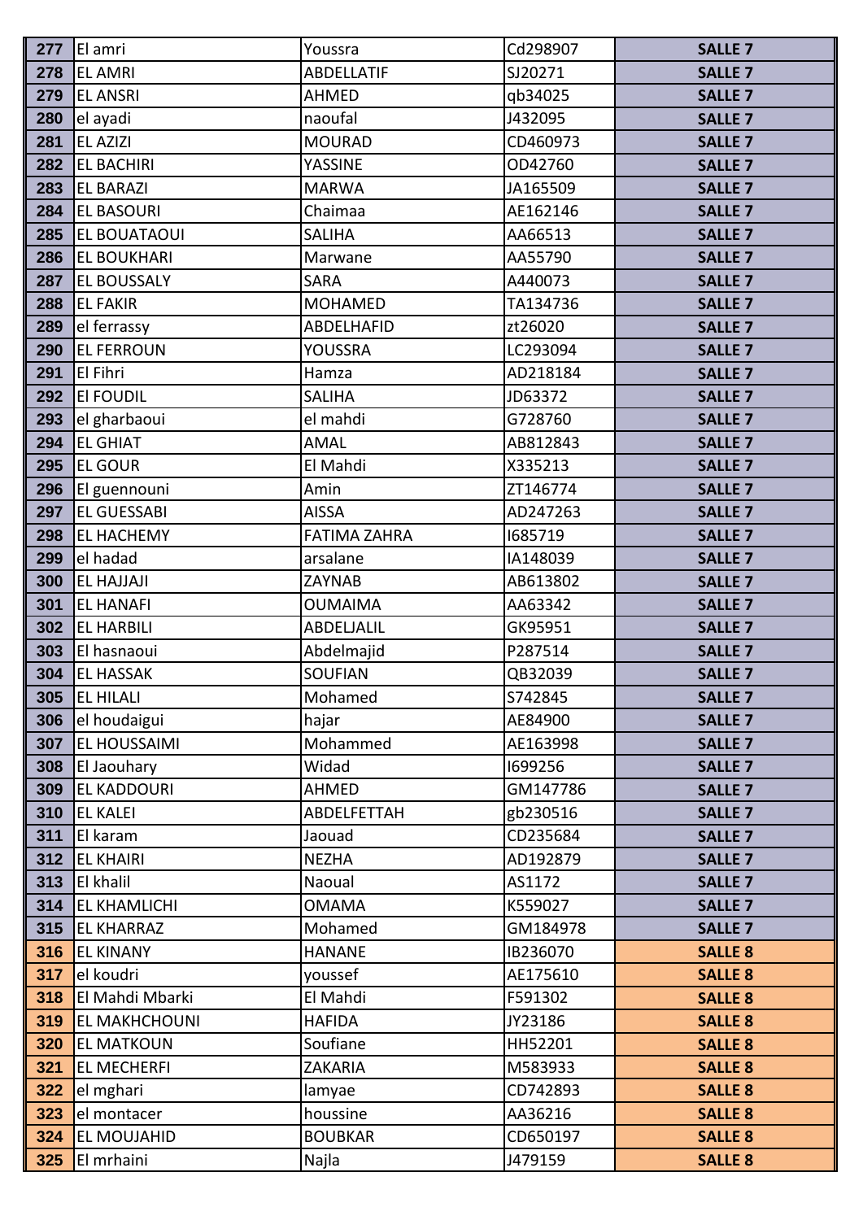| 277 | El amri | Youssra | Cd298907 | SALLE 7 |
|---|---|---|---|---|
| 278 | EL AMRI | ABDELLATIF | SJ20271 | SALLE 7 |
| 279 | EL ANSRI | AHMED | qb34025 | SALLE 7 |
| 280 | el ayadi | naoufal | J432095 | SALLE 7 |
| 281 | EL AZIZI | MOURAD | CD460973 | SALLE 7 |
| 282 | EL BACHIRI | YASSINE | OD42760 | SALLE 7 |
| 283 | EL BARAZI | MARWA | JA165509 | SALLE 7 |
| 284 | EL BASOURI | Chaimaa | AE162146 | SALLE 7 |
| 285 | EL BOUATAOUI | SALIHA | AA66513 | SALLE 7 |
| 286 | EL BOUKHARI | Marwane | AA55790 | SALLE 7 |
| 287 | EL BOUSSALY | SARA | A440073 | SALLE 7 |
| 288 | EL FAKIR | MOHAMED | TA134736 | SALLE 7 |
| 289 | el ferrassy | ABDELHAFID | zt26020 | SALLE 7 |
| 290 | EL FERROUN | YOUSSRA | LC293094 | SALLE 7 |
| 291 | El Fihri | Hamza | AD218184 | SALLE 7 |
| 292 | El FOUDIL | SALIHA | JD63372 | SALLE 7 |
| 293 | el gharbaoui | el mahdi | G728760 | SALLE 7 |
| 294 | EL GHIAT | AMAL | AB812843 | SALLE 7 |
| 295 | EL GOUR | El Mahdi | X335213 | SALLE 7 |
| 296 | El guennouni | Amin | ZT146774 | SALLE 7 |
| 297 | EL GUESSABI | AISSA | AD247263 | SALLE 7 |
| 298 | EL HACHEMY | FATIMA ZAHRA | I685719 | SALLE 7 |
| 299 | el hadad | arsalane | IA148039 | SALLE 7 |
| 300 | EL HAJJAJI | ZAYNAB | AB613802 | SALLE 7 |
| 301 | EL HANAFI | OUMAIMA | AA63342 | SALLE 7 |
| 302 | EL HARBILI | ABDELJALIL | GK95951 | SALLE 7 |
| 303 | El hasnaoui | Abdelmajid | P287514 | SALLE 7 |
| 304 | EL HASSAK | SOUFIAN | QB32039 | SALLE 7 |
| 305 | EL HILALI | Mohamed | S742845 | SALLE 7 |
| 306 | el houdaigui | hajar | AE84900 | SALLE 7 |
| 307 | EL HOUSSAIMI | Mohammed | AE163998 | SALLE 7 |
| 308 | El Jaouhary | Widad | I699256 | SALLE 7 |
| 309 | EL KADDOURI | AHMED | GM147786 | SALLE 7 |
| 310 | EL KALEI | ABDELFETTAH | gb230516 | SALLE 7 |
| 311 | El karam | Jaouad | CD235684 | SALLE 7 |
| 312 | EL KHAIRI | NEZHA | AD192879 | SALLE 7 |
| 313 | El khalil | Naoual | AS1172 | SALLE 7 |
| 314 | EL KHAMLICHI | OMAMA | K559027 | SALLE 7 |
| 315 | EL KHARRAZ | Mohamed | GM184978 | SALLE 7 |
| 316 | EL KINANY | HANANE | IB236070 | SALLE 8 |
| 317 | el koudri | youssef | AE175610 | SALLE 8 |
| 318 | El Mahdi Mbarki | El Mahdi | F591302 | SALLE 8 |
| 319 | EL MAKHCHOUNI | HAFIDA | JY23186 | SALLE 8 |
| 320 | EL MATKOUN | Soufiane | HH52201 | SALLE 8 |
| 321 | EL MECHERFI | ZAKARIA | M583933 | SALLE 8 |
| 322 | el mghari | lamyae | CD742893 | SALLE 8 |
| 323 | el montacer | houssine | AA36216 | SALLE 8 |
| 324 | EL MOUJAHID | BOUBKAR | CD650197 | SALLE 8 |
| 325 | El mrhaini | Najla | J479159 | SALLE 8 |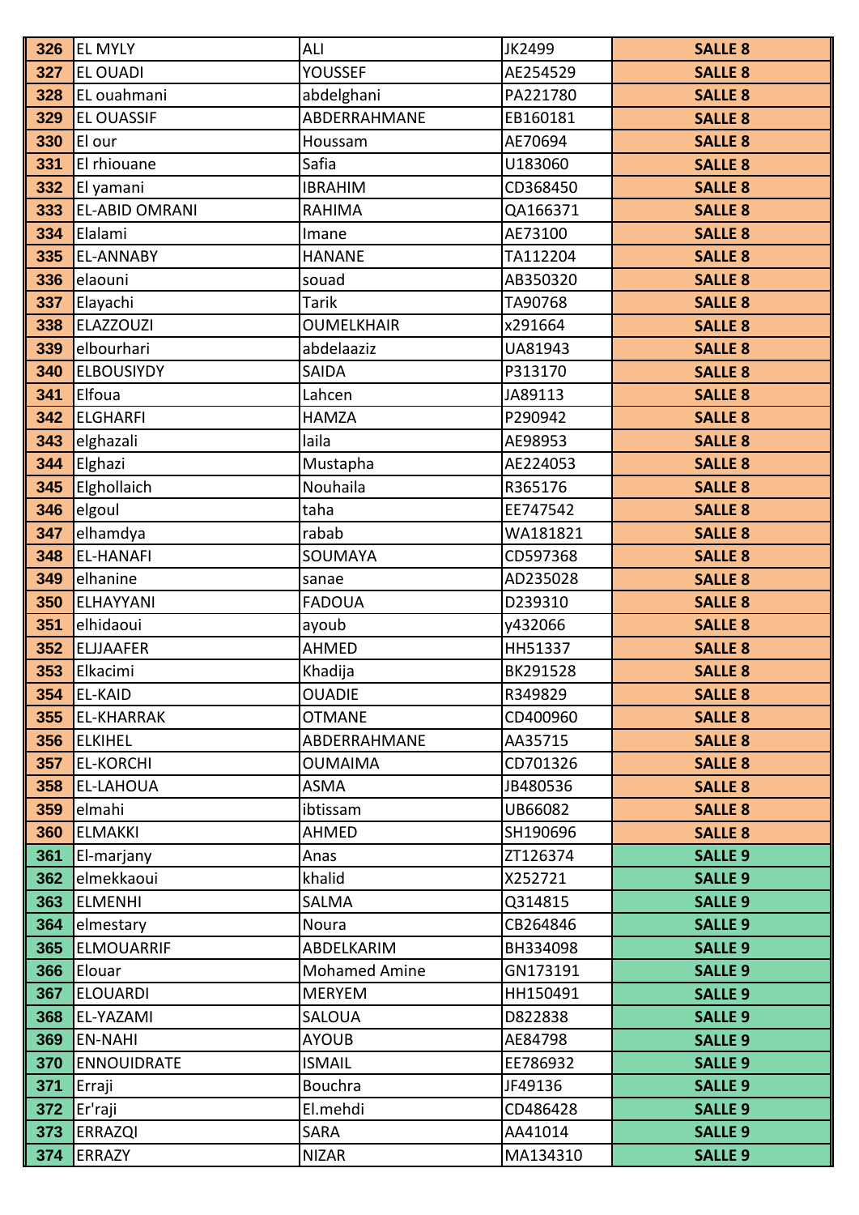| | | | | |
|---|---|---|---|---|
| 326 | EL MYLY | ALI | JK2499 | SALLE 8 |
| 327 | EL OUADI | YOUSSEF | AE254529 | SALLE 8 |
| 328 | EL ouahmani | abdelghani | PA221780 | SALLE 8 |
| 329 | EL OUASSIF | ABDERRAHMANE | EB160181 | SALLE 8 |
| 330 | El our | Houssam | AE70694 | SALLE 8 |
| 331 | El rhiouane | Safia | U183060 | SALLE 8 |
| 332 | El yamani | IBRAHIM | CD368450 | SALLE 8 |
| 333 | EL-ABID OMRANI | RAHIMA | QA166371 | SALLE 8 |
| 334 | Elalami | Imane | AE73100 | SALLE 8 |
| 335 | EL-ANNABY | HANANE | TA112204 | SALLE 8 |
| 336 | elaouni | souad | AB350320 | SALLE 8 |
| 337 | Elayachi | Tarik | TA90768 | SALLE 8 |
| 338 | ELAZZOUZI | OUMELKHAIR | x291664 | SALLE 8 |
| 339 | elbourhari | abdelaaziz | UA81943 | SALLE 8 |
| 340 | ELBOUSIYDY | SAIDA | P313170 | SALLE 8 |
| 341 | Elfoua | Lahcen | JA89113 | SALLE 8 |
| 342 | ELGHARFI | HAMZA | P290942 | SALLE 8 |
| 343 | elghazali | laila | AE98953 | SALLE 8 |
| 344 | Elghazi | Mustapha | AE224053 | SALLE 8 |
| 345 | Elghollaich | Nouhaila | R365176 | SALLE 8 |
| 346 | elgoul | taha | EE747542 | SALLE 8 |
| 347 | elhamdya | rabab | WA181821 | SALLE 8 |
| 348 | EL-HANAFI | SOUMAYA | CD597368 | SALLE 8 |
| 349 | elhanine | sanae | AD235028 | SALLE 8 |
| 350 | ELHAYYANI | FADOUA | D239310 | SALLE 8 |
| 351 | elhidaoui | ayoub | y432066 | SALLE 8 |
| 352 | ELJJAAFER | AHMED | HH51337 | SALLE 8 |
| 353 | Elkacimi | Khadija | BK291528 | SALLE 8 |
| 354 | EL-KAID | OUADIE | R349829 | SALLE 8 |
| 355 | EL-KHARRAK | OTMANE | CD400960 | SALLE 8 |
| 356 | ELKIHEL | ABDERRAHMANE | AA35715 | SALLE 8 |
| 357 | EL-KORCHI | OUMAIMA | CD701326 | SALLE 8 |
| 358 | EL-LAHOUA | ASMA | JB480536 | SALLE 8 |
| 359 | elmahi | ibtissam | UB66082 | SALLE 8 |
| 360 | ELMAKKI | AHMED | SH190696 | SALLE 8 |
| 361 | El-marjany | Anas | ZT126374 | SALLE 9 |
| 362 | elmekkaoui | khalid | X252721 | SALLE 9 |
| 363 | ELMENHI | SALMA | Q314815 | SALLE 9 |
| 364 | elmestary | Noura | CB264846 | SALLE 9 |
| 365 | ELMOUARRIF | ABDELKARIM | BH334098 | SALLE 9 |
| 366 | Elouar | Mohamed Amine | GN173191 | SALLE 9 |
| 367 | ELOUARDI | MERYEM | HH150491 | SALLE 9 |
| 368 | EL-YAZAMI | SALOUA | D822838 | SALLE 9 |
| 369 | EN-NAHI | AYOUB | AE84798 | SALLE 9 |
| 370 | ENNOUIDRATE | ISMAIL | EE786932 | SALLE 9 |
| 371 | Erraji | Bouchra | JF49136 | SALLE 9 |
| 372 | Er'raji | El.mehdi | CD486428 | SALLE 9 |
| 373 | ERRAZQI | SARA | AA41014 | SALLE 9 |
| 374 | ERRAZY | NIZAR | MA134310 | SALLE 9 |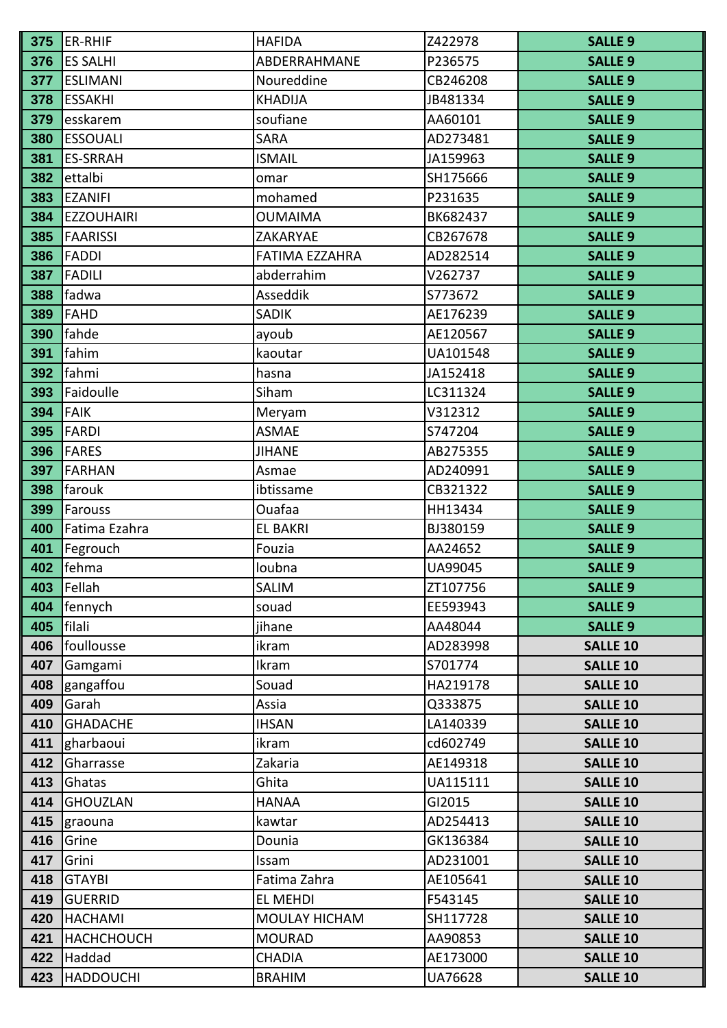| 375 | ER-RHIF | HAFIDA | Z422978 | SALLE 9 |
|---|---|---|---|---|
| 376 | ES SALHI | ABDERRAHMANE | P236575 | SALLE 9 |
| 377 | ESLIMANI | Noureddine | CB246208 | SALLE 9 |
| 378 | ESSAKHI | KHADIJA | JB481334 | SALLE 9 |
| 379 | esskarem | soufiane | AA60101 | SALLE 9 |
| 380 | ESSOUALI | SARA | AD273481 | SALLE 9 |
| 381 | ES-SRRAH | ISMAIL | JA159963 | SALLE 9 |
| 382 | ettalbi | omar | SH175666 | SALLE 9 |
| 383 | EZANIFI | mohamed | P231635 | SALLE 9 |
| 384 | EZZOUHAIRI | OUMAIMA | BK682437 | SALLE 9 |
| 385 | FAARISSI | ZAKARYAE | CB267678 | SALLE 9 |
| 386 | FADDI | FATIMA EZZAHRA | AD282514 | SALLE 9 |
| 387 | FADILI | abderrahim | V262737 | SALLE 9 |
| 388 | fadwa | Asseddik | S773672 | SALLE 9 |
| 389 | FAHD | SADIK | AE176239 | SALLE 9 |
| 390 | fahde | ayoub | AE120567 | SALLE 9 |
| 391 | fahim | kaoutar | UA101548 | SALLE 9 |
| 392 | fahmi | hasna | JA152418 | SALLE 9 |
| 393 | Faidoulle | Siham | LC311324 | SALLE 9 |
| 394 | FAIK | Meryam | V312312 | SALLE 9 |
| 395 | FARDI | ASMAE | S747204 | SALLE 9 |
| 396 | FARES | JIHANE | AB275355 | SALLE 9 |
| 397 | FARHAN | Asmae | AD240991 | SALLE 9 |
| 398 | farouk | ibtissame | CB321322 | SALLE 9 |
| 399 | Farouss | Ouafaa | HH13434 | SALLE 9 |
| 400 | Fatima Ezahra | EL BAKRI | BJ380159 | SALLE 9 |
| 401 | Fegrouch | Fouzia | AA24652 | SALLE 9 |
| 402 | fehma | loubna | UA99045 | SALLE 9 |
| 403 | Fellah | SALIM | ZT107756 | SALLE 9 |
| 404 | fennych | souad | EE593943 | SALLE 9 |
| 405 | filali | jihane | AA48044 | SALLE 9 |
| 406 | foullousse | ikram | AD283998 | SALLE 10 |
| 407 | Gamgami | Ikram | S701774 | SALLE 10 |
| 408 | gangaffou | Souad | HA219178 | SALLE 10 |
| 409 | Garah | Assia | Q333875 | SALLE 10 |
| 410 | GHADACHE | IHSAN | LA140339 | SALLE 10 |
| 411 | gharbaoui | ikram | cd602749 | SALLE 10 |
| 412 | Gharrasse | Zakaria | AE149318 | SALLE 10 |
| 413 | Ghatas | Ghita | UA115111 | SALLE 10 |
| 414 | GHOUZLAN | HANAA | GI2015 | SALLE 10 |
| 415 | graouna | kawtar | AD254413 | SALLE 10 |
| 416 | Grine | Dounia | GK136384 | SALLE 10 |
| 417 | Grini | Issam | AD231001 | SALLE 10 |
| 418 | GTAYBI | Fatima Zahra | AE105641 | SALLE 10 |
| 419 | GUERRID | EL MEHDI | F543145 | SALLE 10 |
| 420 | HACHAMI | MOULAY HICHAM | SH117728 | SALLE 10 |
| 421 | HACHCHOUCH | MOURAD | AA90853 | SALLE 10 |
| 422 | Haddad | CHADIA | AE173000 | SALLE 10 |
| 423 | HADDOUCHI | BRAHIM | UA76628 | SALLE 10 |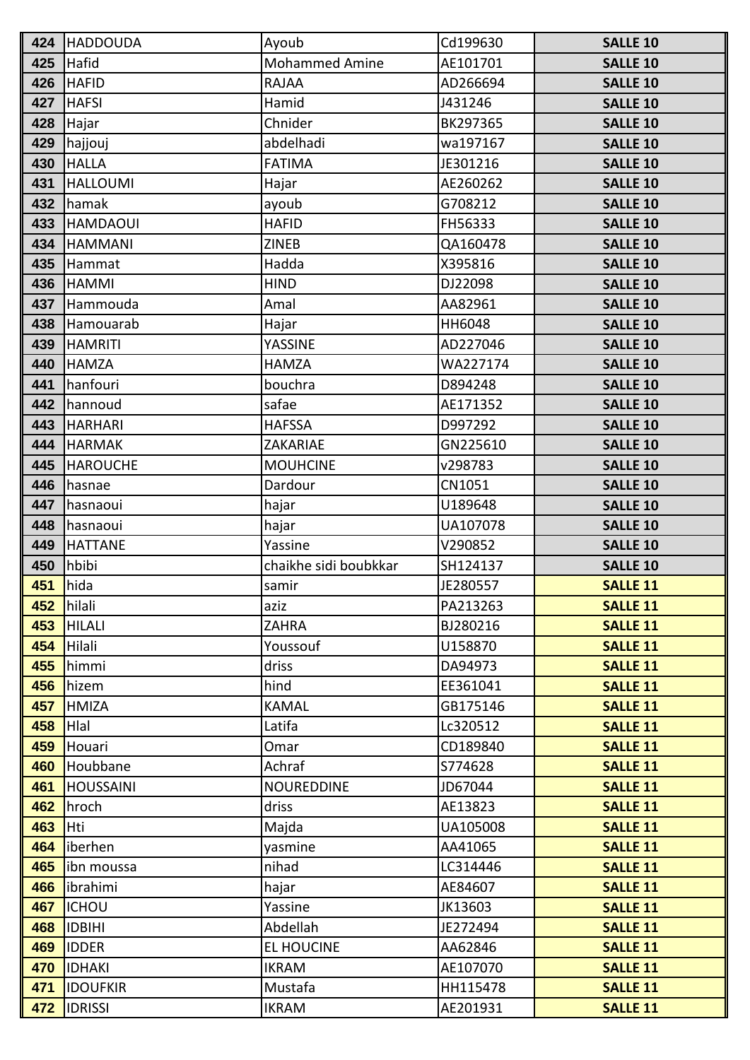| | | | | |
|---|---|---|---|---|
| 424 | HADDOUDA | Ayoub | Cd199630 | SALLE 10 |
| 425 | Hafid | Mohammed Amine | AE101701 | SALLE 10 |
| 426 | HAFID | RAJAA | AD266694 | SALLE 10 |
| 427 | HAFSI | Hamid | J431246 | SALLE 10 |
| 428 | Hajar | Chnider | BK297365 | SALLE 10 |
| 429 | hajjouj | abdelhadi | wa197167 | SALLE 10 |
| 430 | HALLA | FATIMA | JE301216 | SALLE 10 |
| 431 | HALLOUMI | Hajar | AE260262 | SALLE 10 |
| 432 | hamak | ayoub | G708212 | SALLE 10 |
| 433 | HAMDAOUI | HAFID | FH56333 | SALLE 10 |
| 434 | HAMMANI | ZINEB | QA160478 | SALLE 10 |
| 435 | Hammat | Hadda | X395816 | SALLE 10 |
| 436 | HAMMI | HIND | DJ22098 | SALLE 10 |
| 437 | Hammouda | Amal | AA82961 | SALLE 10 |
| 438 | Hamouarab | Hajar | HH6048 | SALLE 10 |
| 439 | HAMRITI | YASSINE | AD227046 | SALLE 10 |
| 440 | HAMZA | HAMZA | WA227174 | SALLE 10 |
| 441 | hanfouri | bouchra | D894248 | SALLE 10 |
| 442 | hannoud | safae | AE171352 | SALLE 10 |
| 443 | HARHARI | HAFSSA | D997292 | SALLE 10 |
| 444 | HARMAK | ZAKARIAE | GN225610 | SALLE 10 |
| 445 | HAROUCHE | MOUHCINE | v298783 | SALLE 10 |
| 446 | hasnae | Dardour | CN1051 | SALLE 10 |
| 447 | hasnaoui | hajar | U189648 | SALLE 10 |
| 448 | hasnaoui | hajar | UA107078 | SALLE 10 |
| 449 | HATTANE | Yassine | V290852 | SALLE 10 |
| 450 | hbibi | chaikhe sidi boubkkar | SH124137 | SALLE 10 |
| 451 | hida | samir | JE280557 | SALLE 11 |
| 452 | hilali | aziz | PA213263 | SALLE 11 |
| 453 | HILALI | ZAHRA | BJ280216 | SALLE 11 |
| 454 | Hilali | Youssouf | U158870 | SALLE 11 |
| 455 | himmi | driss | DA94973 | SALLE 11 |
| 456 | hizem | hind | EE361041 | SALLE 11 |
| 457 | HMIZA | KAMAL | GB175146 | SALLE 11 |
| 458 | Hlal | Latifa | Lc320512 | SALLE 11 |
| 459 | Houari | Omar | CD189840 | SALLE 11 |
| 460 | Houbbane | Achraf | S774628 | SALLE 11 |
| 461 | HOUSSAINI | NOUREDDINE | JD67044 | SALLE 11 |
| 462 | hroch | driss | AE13823 | SALLE 11 |
| 463 | Hti | Majda | UA105008 | SALLE 11 |
| 464 | iberhen | yasmine | AA41065 | SALLE 11 |
| 465 | ibn moussa | nihad | LC314446 | SALLE 11 |
| 466 | ibrahimi | hajar | AE84607 | SALLE 11 |
| 467 | ICHOU | Yassine | JK13603 | SALLE 11 |
| 468 | IDBIHI | Abdellah | JE272494 | SALLE 11 |
| 469 | IDDER | EL HOUCINE | AA62846 | SALLE 11 |
| 470 | IDHAKI | IKRAM | AE107070 | SALLE 11 |
| 471 | IDOUFKIR | Mustafa | HH115478 | SALLE 11 |
| 472 | IDRISSI | IKRAM | AE201931 | SALLE 11 |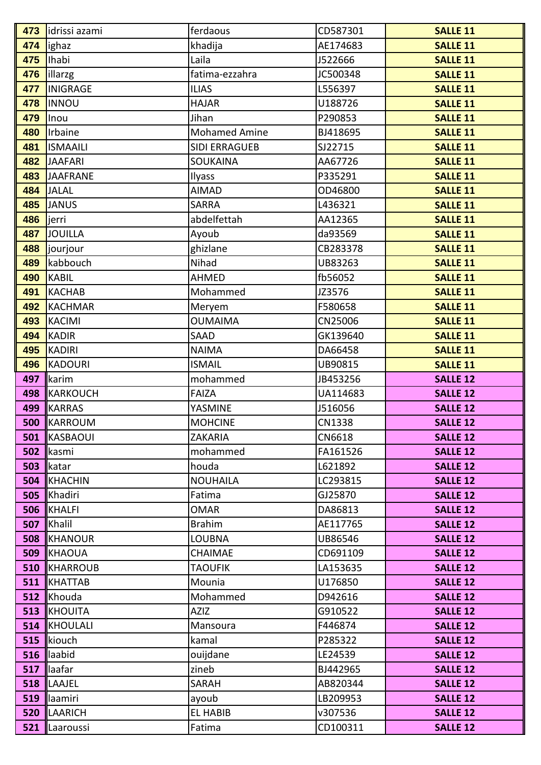| | | | | |
|---|---|---|---|---|
| **473** | idrissi azami | ferdaous | CD587301 | **SALLE 11** |
| **474** | ighaz | khadija | AE174683 | **SALLE 11** |
| **475** | Ihabi | Laila | J522666 | **SALLE 11** |
| **476** | illarzg | fatima-ezzahra | JC500348 | **SALLE 11** |
| **477** | INIGRAGE | ILIAS | L556397 | **SALLE 11** |
| **478** | INNOU | HAJAR | U188726 | **SALLE 11** |
| **479** | Inou | Jihan | P290853 | **SALLE 11** |
| **480** | Irbaine | Mohamed Amine | BJ418695 | **SALLE 11** |
| **481** | ISMAAILI | SIDI ERRAGUEB | SJ22715 | **SALLE 11** |
| **482** | JAAFARI | SOUKAINA | AA67726 | **SALLE 11** |
| **483** | JAAFRANE | Ilyass | P335291 | **SALLE 11** |
| **484** | JALAL | AIMAD | OD46800 | **SALLE 11** |
| **485** | JANUS | SARRA | L436321 | **SALLE 11** |
| **486** | jerri | abdelfettah | AA12365 | **SALLE 11** |
| **487** | JOUILLA | Ayoub | da93569 | **SALLE 11** |
| **488** | jourjour | ghizlane | CB283378 | **SALLE 11** |
| **489** | kabbouch | Nihad | UB83263 | **SALLE 11** |
| **490** | KABIL | AHMED | fb56052 | **SALLE 11** |
| **491** | KACHAB | Mohammed | JZ3576 | **SALLE 11** |
| **492** | KACHMAR | Meryem | F580658 | **SALLE 11** |
| **493** | KACIMI | OUMAIMA | CN25006 | **SALLE 11** |
| **494** | KADIR | SAAD | GK139640 | **SALLE 11** |
| **495** | KADIRI | NAIMA | DA66458 | **SALLE 11** |
| **496** | KADOURI | ISMAIL | UB90815 | **SALLE 11** |
| **497** | karim | mohammed | JB453256 | **SALLE 12** |
| **498** | KARKOUCH | FAIZA | UA114683 | **SALLE 12** |
| **499** | KARRAS | YASMINE | J516056 | **SALLE 12** |
| **500** | KARROUM | MOHCINE | CN1338 | **SALLE 12** |
| **501** | KASBAOUI | ZAKARIA | CN6618 | **SALLE 12** |
| **502** | kasmi | mohammed | FA161526 | **SALLE 12** |
| **503** | katar | houda | L621892 | **SALLE 12** |
| **504** | KHACHIN | NOUHAILA | LC293815 | **SALLE 12** |
| **505** | Khadiri | Fatima | GJ25870 | **SALLE 12** |
| **506** | KHALFI | OMAR | DA86813 | **SALLE 12** |
| **507** | Khalil | Brahim | AE117765 | **SALLE 12** |
| **508** | KHANOUR | LOUBNA | UB86546 | **SALLE 12** |
| **509** | KHAOUA | CHAIMAE | CD691109 | **SALLE 12** |
| **510** | KHARROUB | TAOUFIK | LA153635 | **SALLE 12** |
| **511** | KHATTAB | Mounia | U176850 | **SALLE 12** |
| **512** | Khouda | Mohammed | D942616 | **SALLE 12** |
| **513** | KHOUITA | AZIZ | G910522 | **SALLE 12** |
| **514** | KHOULALI | Mansoura | F446874 | **SALLE 12** |
| **515** | kiouch | kamal | P285322 | **SALLE 12** |
| **516** | laabid | ouijdane | LE24539 | **SALLE 12** |
| **517** | laafar | zineb | BJ442965 | **SALLE 12** |
| **518** | LAAJEL | SARAH | AB820344 | **SALLE 12** |
| **519** | laamiri | ayoub | LB209953 | **SALLE 12** |
| **520** | LAARICH | EL HABIB | v307536 | **SALLE 12** |
| **521** | Laaroussi | Fatima | CD100311 | **SALLE 12** |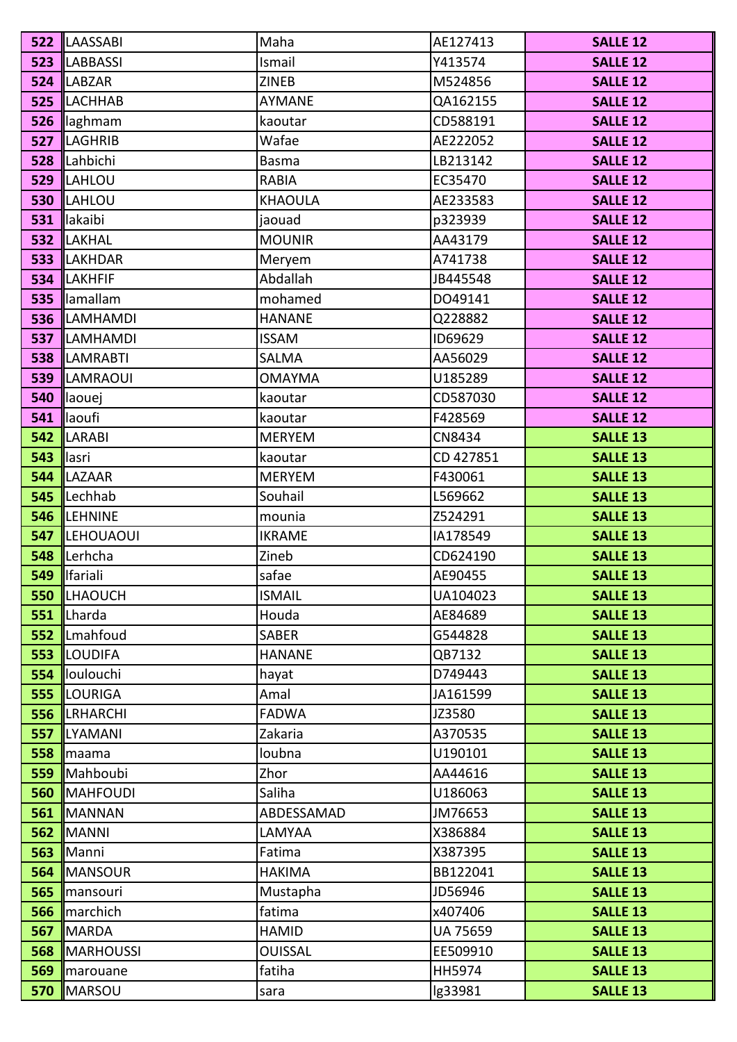| 522 | LAASSABI | Maha | AE127413 | SALLE 12 |
|---|---|---|---|---|
| 523 | LABBASSI | Ismail | Y413574 | SALLE 12 |
| 524 | LABZAR | ZINEB | M524856 | SALLE 12 |
| 525 | LACHHAB | AYMANE | QA162155 | SALLE 12 |
| 526 | laghmam | kaoutar | CD588191 | SALLE 12 |
| 527 | LAGHRIB | Wafae | AE222052 | SALLE 12 |
| 528 | Lahbichi | Basma | LB213142 | SALLE 12 |
| 529 | LAHLOU | RABIA | EC35470 | SALLE 12 |
| 530 | LAHLOU | KHAOULA | AE233583 | SALLE 12 |
| 531 | lakaibi | jaouad | p323939 | SALLE 12 |
| 532 | LAKHAL | MOUNIR | AA43179 | SALLE 12 |
| 533 | LAKHDAR | Meryem | A741738 | SALLE 12 |
| 534 | LAKHFIF | Abdallah | JB445548 | SALLE 12 |
| 535 | lamallam | mohamed | DO49141 | SALLE 12 |
| 536 | LAMHAMDI | HANANE | Q228882 | SALLE 12 |
| 537 | LAMHAMDI | ISSAM | ID69629 | SALLE 12 |
| 538 | LAMRABTI | SALMA | AA56029 | SALLE 12 |
| 539 | LAMRAOUI | OMAYMA | U185289 | SALLE 12 |
| 540 | laouej | kaoutar | CD587030 | SALLE 12 |
| 541 | laoufi | kaoutar | F428569 | SALLE 12 |
| 542 | LARABI | MERYEM | CN8434 | SALLE 13 |
| 543 | lasri | kaoutar | CD 427851 | SALLE 13 |
| 544 | LAZAAR | MERYEM | F430061 | SALLE 13 |
| 545 | Lechhab | Souhail | L569662 | SALLE 13 |
| 546 | LEHNINE | mounia | Z524291 | SALLE 13 |
| 547 | LEHOUAOUI | IKRAME | IA178549 | SALLE 13 |
| 548 | Lerhcha | Zineb | CD624190 | SALLE 13 |
| 549 | lfariali | safae | AE90455 | SALLE 13 |
| 550 | LHAOUCH | ISMAIL | UA104023 | SALLE 13 |
| 551 | Lharda | Houda | AE84689 | SALLE 13 |
| 552 | Lmahfoud | SABER | G544828 | SALLE 13 |
| 553 | LOUDIFA | HANANE | QB7132 | SALLE 13 |
| 554 | loulouchi | hayat | D749443 | SALLE 13 |
| 555 | LOURIGA | Amal | JA161599 | SALLE 13 |
| 556 | LRHARCHI | FADWA | JZ3580 | SALLE 13 |
| 557 | LYAMANI | Zakaria | A370535 | SALLE 13 |
| 558 | maama | loubna | U190101 | SALLE 13 |
| 559 | Mahboubi | Zhor | AA44616 | SALLE 13 |
| 560 | MAHFOUDI | Saliha | U186063 | SALLE 13 |
| 561 | MANNAN | ABDESSAMAD | JM76653 | SALLE 13 |
| 562 | MANNI | LAMYAA | X386884 | SALLE 13 |
| 563 | Manni | Fatima | X387395 | SALLE 13 |
| 564 | MANSOUR | HAKIMA | BB122041 | SALLE 13 |
| 565 | mansouri | Mustapha | JD56946 | SALLE 13 |
| 566 | marchich | fatima | x407406 | SALLE 13 |
| 567 | MARDA | HAMID | UA 75659 | SALLE 13 |
| 568 | MARHOUSSI | OUISSAL | EE509910 | SALLE 13 |
| 569 | marouane | fatiha | HH5974 | SALLE 13 |
| 570 | MARSOU | sara | lg33981 | SALLE 13 |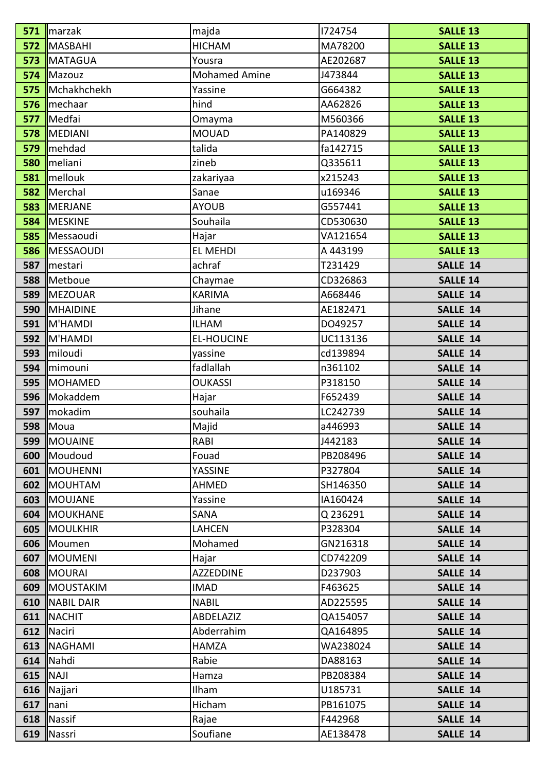| | | | | |
|---|---|---|---|---|
| 571 | marzak | majda | I724754 | SALLE 13 |
| 572 | MASBAHI | HICHAM | MA78200 | SALLE 13 |
| 573 | MATAGUA | Yousra | AE202687 | SALLE 13 |
| 574 | Mazouz | Mohamed Amine | J473844 | SALLE 13 |
| 575 | Mchakhchekh | Yassine | G664382 | SALLE 13 |
| 576 | mechaar | hind | AA62826 | SALLE 13 |
| 577 | Medfai | Omayma | M560366 | SALLE 13 |
| 578 | MEDIANI | MOUAD | PA140829 | SALLE 13 |
| 579 | mehdad | talida | fa142715 | SALLE 13 |
| 580 | meliani | zineb | Q335611 | SALLE 13 |
| 581 | mellouk | zakariyaa | x215243 | SALLE 13 |
| 582 | Merchal | Sanae | u169346 | SALLE 13 |
| 583 | MERJANE | AYOUB | G557441 | SALLE 13 |
| 584 | MESKINE | Souhaila | CD530630 | SALLE 13 |
| 585 | Messaoudi | Hajar | VA121654 | SALLE 13 |
| 586 | MESSAOUDI | EL MEHDI | A 443199 | SALLE 13 |
| 587 | mestari | achraf | T231429 | SALLE 14 |
| 588 | Metboue | Chaymae | CD326863 | SALLE 14 |
| 589 | MEZOUAR | KARIMA | A668446 | SALLE 14 |
| 590 | MHAIDINE | Jihane | AE182471 | SALLE 14 |
| 591 | M'HAMDI | ILHAM | DO49257 | SALLE 14 |
| 592 | M'HAMDI | EL-HOUCINE | UC113136 | SALLE 14 |
| 593 | miloudi | yassine | cd139894 | SALLE 14 |
| 594 | mimouni | fadlallah | n361102 | SALLE 14 |
| 595 | MOHAMED | OUKASSI | P318150 | SALLE 14 |
| 596 | Mokaddem | Hajar | F652439 | SALLE 14 |
| 597 | mokadim | souhaila | LC242739 | SALLE 14 |
| 598 | Moua | Majid | a446993 | SALLE 14 |
| 599 | MOUAINE | RABI | J442183 | SALLE 14 |
| 600 | Moudoud | Fouad | PB208496 | SALLE 14 |
| 601 | MOUHENNI | YASSINE | P327804 | SALLE 14 |
| 602 | MOUHTAM | AHMED | SH146350 | SALLE 14 |
| 603 | MOUJANE | Yassine | IA160424 | SALLE 14 |
| 604 | MOUKHANE | SANA | Q 236291 | SALLE 14 |
| 605 | MOULKHIR | LAHCEN | P328304 | SALLE 14 |
| 606 | Moumen | Mohamed | GN216318 | SALLE 14 |
| 607 | MOUMENI | Hajar | CD742209 | SALLE 14 |
| 608 | MOURAI | AZZEDDINE | D237903 | SALLE 14 |
| 609 | MOUSTAKIM | IMAD | F463625 | SALLE 14 |
| 610 | NABIL DAIR | NABIL | AD225595 | SALLE 14 |
| 611 | NACHIT | ABDELAZIZ | QA154057 | SALLE 14 |
| 612 | Naciri | Abderrahim | QA164895 | SALLE 14 |
| 613 | NAGHAMI | HAMZA | WA238024 | SALLE 14 |
| 614 | Nahdi | Rabie | DA88163 | SALLE 14 |
| 615 | NAJI | Hamza | PB208384 | SALLE 14 |
| 616 | Najjari | Ilham | U185731 | SALLE 14 |
| 617 | nani | Hicham | PB161075 | SALLE 14 |
| 618 | Nassif | Rajae | F442968 | SALLE 14 |
| 619 | Nassri | Soufiane | AE138478 | SALLE 14 |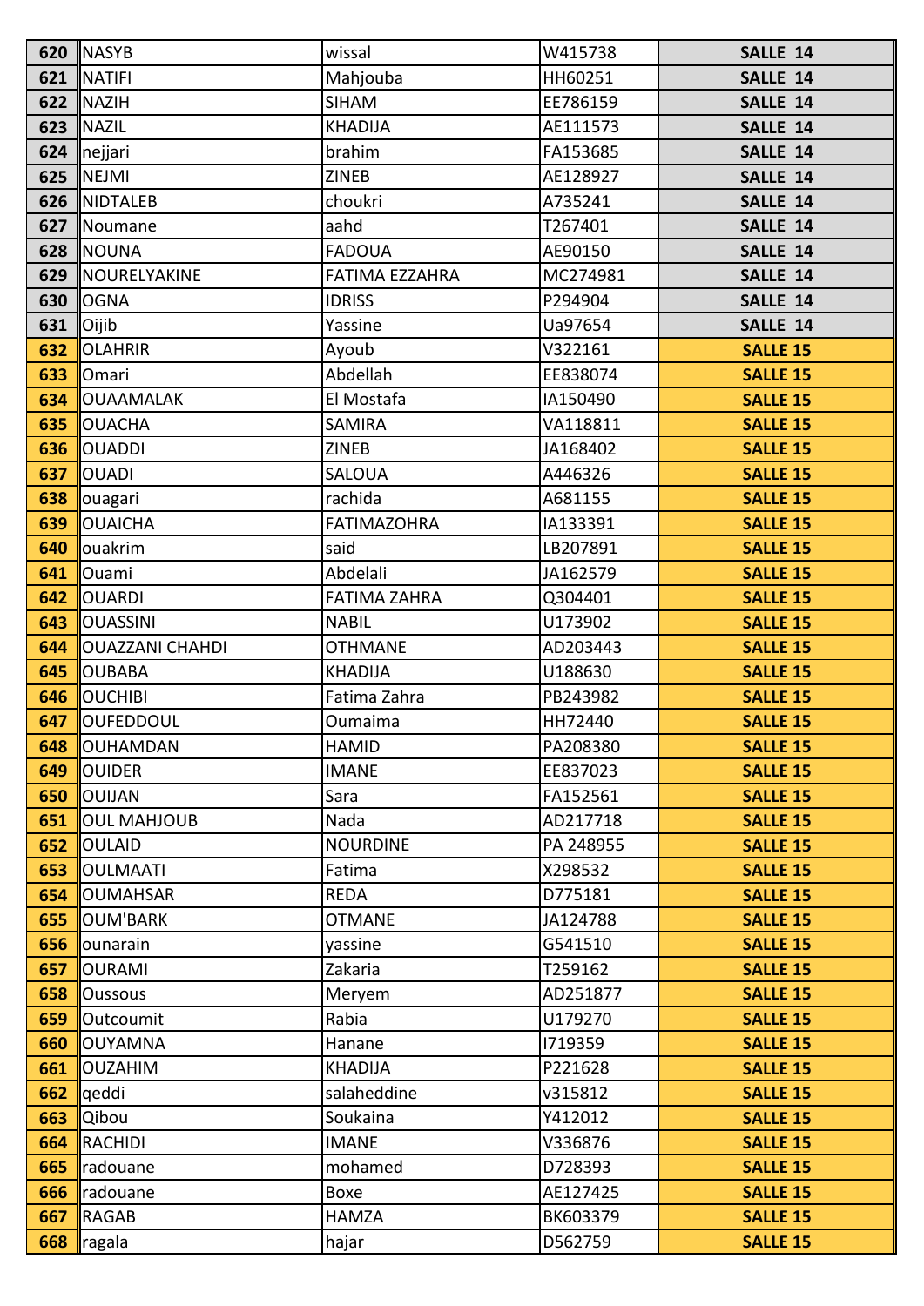| 620 | NASYB | wissal | W415738 | SALLE 14 |
|---|---|---|---|---|
| 621 | NATIFI | Mahjouba | HH60251 | SALLE 14 |
| 622 | NAZIH | SIHAM | EE786159 | SALLE 14 |
| 623 | NAZIL | KHADIJA | AE111573 | SALLE 14 |
| 624 | nejjari | brahim | FA153685 | SALLE 14 |
| 625 | NEJMI | ZINEB | AE128927 | SALLE 14 |
| 626 | NIDTALEB | choukri | A735241 | SALLE 14 |
| 627 | Noumane | aahd | T267401 | SALLE 14 |
| 628 | NOUNA | FADOUA | AE90150 | SALLE 14 |
| 629 | NOURELYAKINE | FATIMA EZZAHRA | MC274981 | SALLE 14 |
| 630 | OGNA | IDRISS | P294904 | SALLE 14 |
| 631 | Oijib | Yassine | Ua97654 | SALLE 14 |
| 632 | OLAHRIR | Ayoub | V322161 | SALLE 15 |
| 633 | Omari | Abdellah | EE838074 | SALLE 15 |
| 634 | OUAAMALAK | El Mostafa | IA150490 | SALLE 15 |
| 635 | OUACHA | SAMIRA | VA118811 | SALLE 15 |
| 636 | OUADDI | ZINEB | JA168402 | SALLE 15 |
| 637 | OUADI | SALOUA | A446326 | SALLE 15 |
| 638 | ouagari | rachida | A681155 | SALLE 15 |
| 639 | OUAICHA | FATIMAZOHRA | IA133391 | SALLE 15 |
| 640 | ouakrim | said | LB207891 | SALLE 15 |
| 641 | Ouami | Abdelali | JA162579 | SALLE 15 |
| 642 | OUARDI | FATIMA ZAHRA | Q304401 | SALLE 15 |
| 643 | OUASSINI | NABIL | U173902 | SALLE 15 |
| 644 | OUAZZANI CHAHDI | OTHMANE | AD203443 | SALLE 15 |
| 645 | OUBABA | KHADIJA | U188630 | SALLE 15 |
| 646 | OUCHIBI | Fatima Zahra | PB243982 | SALLE 15 |
| 647 | OUFEDDOUL | Oumaima | HH72440 | SALLE 15 |
| 648 | OUHAMDAN | HAMID | PA208380 | SALLE 15 |
| 649 | OUIDER | IMANE | EE837023 | SALLE 15 |
| 650 | OUIJAN | Sara | FA152561 | SALLE 15 |
| 651 | OUL MAHJOUB | Nada | AD217718 | SALLE 15 |
| 652 | OULAID | NOURDINE | PA 248955 | SALLE 15 |
| 653 | OULMAATI | Fatima | X298532 | SALLE 15 |
| 654 | OUMAHSAR | REDA | D775181 | SALLE 15 |
| 655 | OUM'BARK | OTMANE | JA124788 | SALLE 15 |
| 656 | ounarain | yassine | G541510 | SALLE 15 |
| 657 | OURAMI | Zakaria | T259162 | SALLE 15 |
| 658 | Oussous | Meryem | AD251877 | SALLE 15 |
| 659 | Outcoumit | Rabia | U179270 | SALLE 15 |
| 660 | OUYAMNA | Hanane | I719359 | SALLE 15 |
| 661 | OUZAHIM | KHADIJA | P221628 | SALLE 15 |
| 662 | qeddi | salaheddine | v315812 | SALLE 15 |
| 663 | Qibou | Soukaina | Y412012 | SALLE 15 |
| 664 | RACHIDI | IMANE | V336876 | SALLE 15 |
| 665 | radouane | mohamed | D728393 | SALLE 15 |
| 666 | radouane | Boxe | AE127425 | SALLE 15 |
| 667 | RAGAB | HAMZA | BK603379 | SALLE 15 |
| 668 | ragala | hajar | D562759 | SALLE 15 |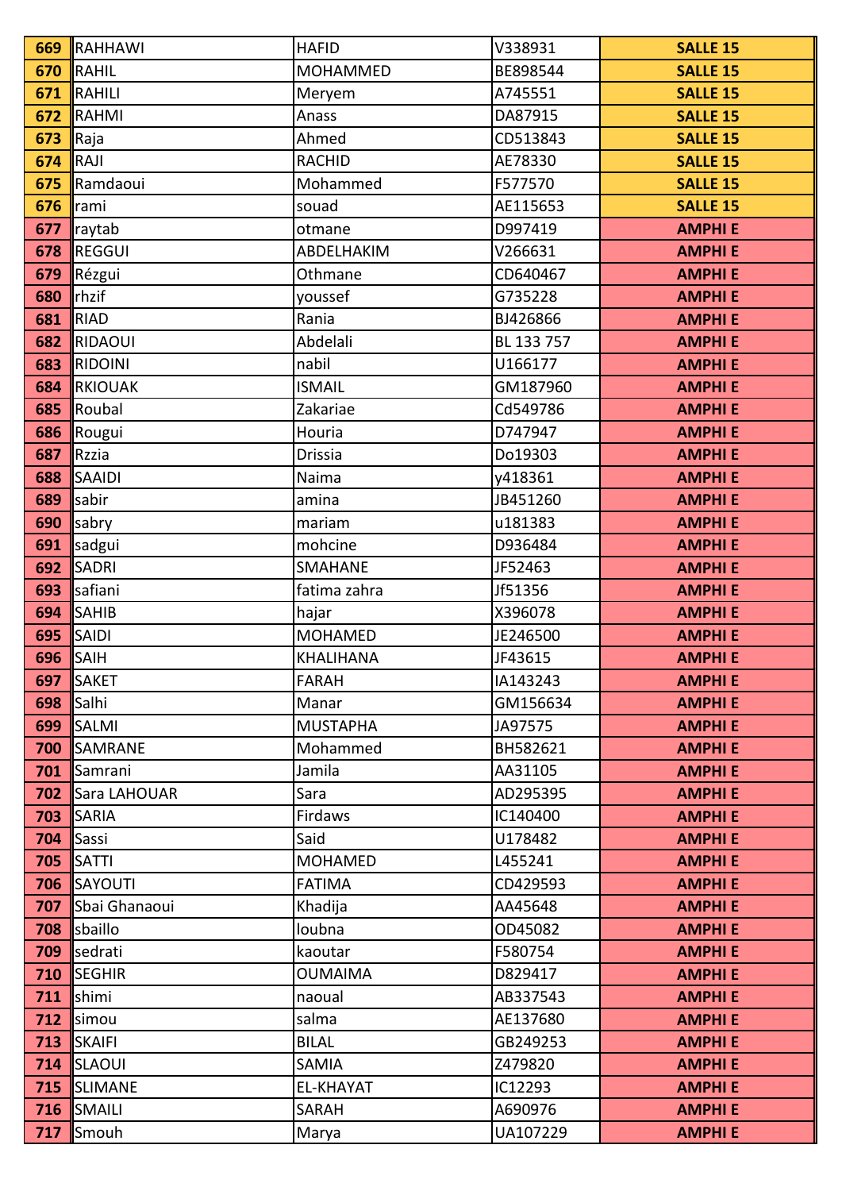| 669 | RAHHAWI | HAFID | V338931 | SALLE 15 |
|---|---|---|---|---|
| 670 | RAHIL | MOHAMMED | BE898544 | SALLE 15 |
| 671 | RAHILI | Meryem | A745551 | SALLE 15 |
| 672 | RAHMI | Anass | DA87915 | SALLE 15 |
| 673 | Raja | Ahmed | CD513843 | SALLE 15 |
| 674 | RAJI | RACHID | AE78330 | SALLE 15 |
| 675 | Ramdaoui | Mohammed | F577570 | SALLE 15 |
| 676 | rami | souad | AE115653 | SALLE 15 |
| 677 | raytab | otmane | D997419 | AMPHI E |
| 678 | REGGUI | ABDELHAKIM | V266631 | AMPHI E |
| 679 | Rézgui | Othmane | CD640467 | AMPHI E |
| 680 | rhzif | youssef | G735228 | AMPHI E |
| 681 | RIAD | Rania | BJ426866 | AMPHI E |
| 682 | RIDAOUI | Abdelali | BL 133 757 | AMPHI E |
| 683 | RIDOINI | nabil | U166177 | AMPHI E |
| 684 | RKIOUAK | ISMAIL | GM187960 | AMPHI E |
| 685 | Roubal | Zakariae | Cd549786 | AMPHI E |
| 686 | Rougui | Houria | D747947 | AMPHI E |
| 687 | Rzzia | Drissia | Do19303 | AMPHI E |
| 688 | SAAIDI | Naima | y418361 | AMPHI E |
| 689 | sabir | amina | JB451260 | AMPHI E |
| 690 | sabry | mariam | u181383 | AMPHI E |
| 691 | sadgui | mohcine | D936484 | AMPHI E |
| 692 | SADRI | SMAHANE | JF52463 | AMPHI E |
| 693 | safiani | fatima zahra | Jf51356 | AMPHI E |
| 694 | SAHIB | hajar | X396078 | AMPHI E |
| 695 | SAIDI | MOHAMED | JE246500 | AMPHI E |
| 696 | SAIH | KHALIHANA | JF43615 | AMPHI E |
| 697 | SAKET | FARAH | IA143243 | AMPHI E |
| 698 | Salhi | Manar | GM156634 | AMPHI E |
| 699 | SALMI | MUSTAPHA | JA97575 | AMPHI E |
| 700 | SAMRANE | Mohammed | BH582621 | AMPHI E |
| 701 | Samrani | Jamila | AA31105 | AMPHI E |
| 702 | Sara LAHOUAR | Sara | AD295395 | AMPHI E |
| 703 | SARIA | Firdaws | IC140400 | AMPHI E |
| 704 | Sassi | Said | U178482 | AMPHI E |
| 705 | SATTI | MOHAMED | L455241 | AMPHI E |
| 706 | SAYOUTI | FATIMA | CD429593 | AMPHI E |
| 707 | Sbai Ghanaoui | Khadija | AA45648 | AMPHI E |
| 708 | sbaillo | loubna | OD45082 | AMPHI E |
| 709 | sedrati | kaoutar | F580754 | AMPHI E |
| 710 | SEGHIR | OUMAIMA | D829417 | AMPHI E |
| 711 | shimi | naoual | AB337543 | AMPHI E |
| 712 | simou | salma | AE137680 | AMPHI E |
| 713 | SKAIFI | BILAL | GB249253 | AMPHI E |
| 714 | SLAOUI | SAMIA | Z479820 | AMPHI E |
| 715 | SLIMANE | EL-KHAYAT | IC12293 | AMPHI E |
| 716 | SMAILI | SARAH | A690976 | AMPHI E |
| 717 | Smouh | Marya | UA107229 | AMPHI E |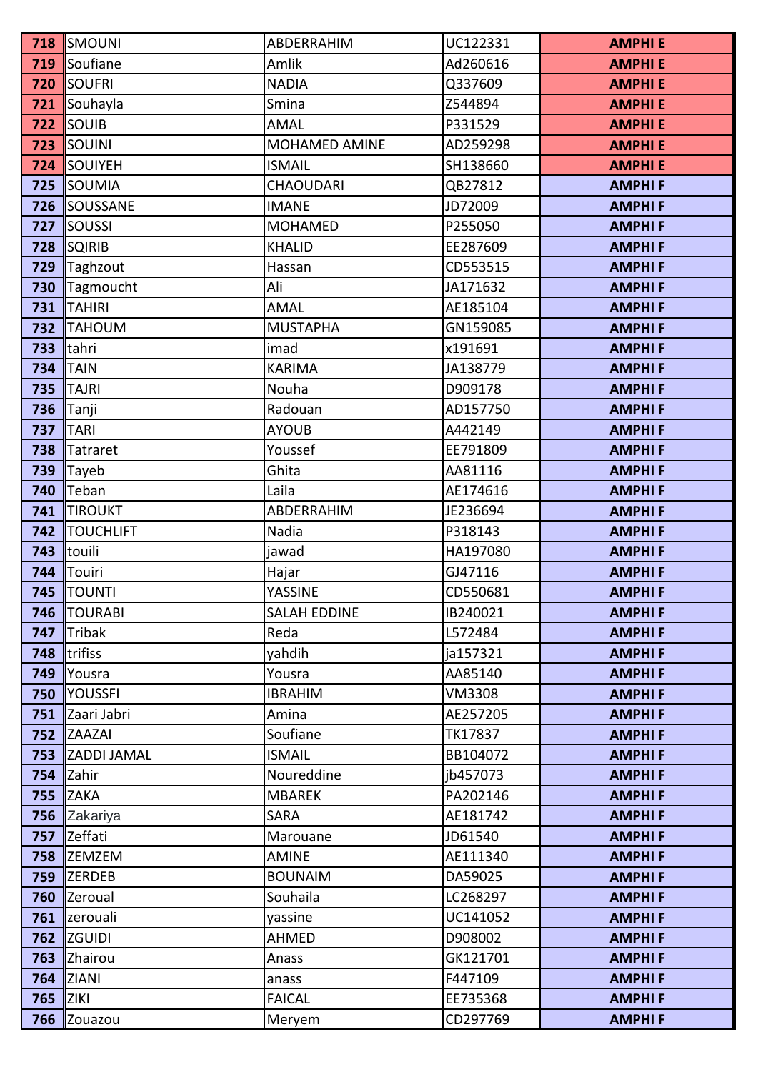| 718 | SMOUNI | ABDERRAHIM | UC122331 | AMPHI E |
|---|---|---|---|---|
| 719 | Soufiane | Amlik | Ad260616 | AMPHI E |
| 720 | SOUFRI | NADIA | Q337609 | AMPHI E |
| 721 | Souhayla | Smina | Z544894 | AMPHI E |
| 722 | SOUIB | AMAL | P331529 | AMPHI E |
| 723 | SOUINI | MOHAMED AMINE | AD259298 | AMPHI E |
| 724 | SOUIYEH | ISMAIL | SH138660 | AMPHI E |
| 725 | SOUMIA | CHAOUDARI | QB27812 | AMPHI F |
| 726 | SOUSSANE | IMANE | JD72009 | AMPHI F |
| 727 | SOUSSI | MOHAMED | P255050 | AMPHI F |
| 728 | SQIRIB | KHALID | EE287609 | AMPHI F |
| 729 | Taghzout | Hassan | CD553515 | AMPHI F |
| 730 | Tagmoucht | Ali | JA171632 | AMPHI F |
| 731 | TAHIRI | AMAL | AE185104 | AMPHI F |
| 732 | TAHOUM | MUSTAPHA | GN159085 | AMPHI F |
| 733 | tahri | imad | x191691 | AMPHI F |
| 734 | TAIN | KARIMA | JA138779 | AMPHI F |
| 735 | TAJRI | Nouha | D909178 | AMPHI F |
| 736 | Tanji | Radouan | AD157750 | AMPHI F |
| 737 | TARI | AYOUB | A442149 | AMPHI F |
| 738 | Tatraret | Youssef | EE791809 | AMPHI F |
| 739 | Tayeb | Ghita | AA81116 | AMPHI F |
| 740 | Teban | Laila | AE174616 | AMPHI F |
| 741 | TIROUKT | ABDERRAHIM | JE236694 | AMPHI F |
| 742 | TOUCHLIFT | Nadia | P318143 | AMPHI F |
| 743 | touili | jawad | HA197080 | AMPHI F |
| 744 | Touiri | Hajar | GJ47116 | AMPHI F |
| 745 | TOUNTI | YASSINE | CD550681 | AMPHI F |
| 746 | TOURABI | SALAH EDDINE | IB240021 | AMPHI F |
| 747 | Tribak | Reda | L572484 | AMPHI F |
| 748 | trifiss | yahdih | ja157321 | AMPHI F |
| 749 | Yousra | Yousra | AA85140 | AMPHI F |
| 750 | YOUSSFI | IBRAHIM | VM3308 | AMPHI F |
| 751 | Zaari Jabri | Amina | AE257205 | AMPHI F |
| 752 | ZAAZAI | Soufiane | TK17837 | AMPHI F |
| 753 | ZADDI JAMAL | ISMAIL | BB104072 | AMPHI F |
| 754 | Zahir | Noureddine | jb457073 | AMPHI F |
| 755 | ZAKA | MBAREK | PA202146 | AMPHI F |
| 756 | Zakariya | SARA | AE181742 | AMPHI F |
| 757 | Zeffati | Marouane | JD61540 | AMPHI F |
| 758 | ZEMZEM | AMINE | AE111340 | AMPHI F |
| 759 | ZERDEB | BOUNAIM | DA59025 | AMPHI F |
| 760 | Zeroual | Souhaila | LC268297 | AMPHI F |
| 761 | zerouali | yassine | UC141052 | AMPHI F |
| 762 | ZGUIDI | AHMED | D908002 | AMPHI F |
| 763 | Zhairou | Anass | GK121701 | AMPHI F |
| 764 | ZIANI | anass | F447109 | AMPHI F |
| 765 | ZIKI | FAICAL | EE735368 | AMPHI F |
| 766 | Zouazou | Meryem | CD297769 | AMPHI F |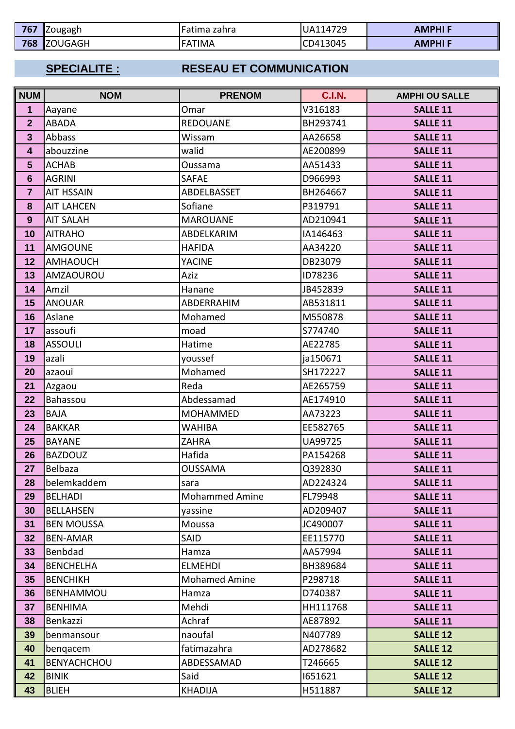| 767 | Zougagh | Fatima zahra | UA114729 | AMPHI F |
|---|---|---|---|---|
| 768 | ZOUGAGH | FATIMA | CD413045 | AMPHI F |

## SPECIALITE : RESEAU ET COMMUNICATION

| NUM | NOM | PRENOM | C.I.N. | AMPHI OU SALLE |
|---|---|---|---|---|
| 1 | Aayane | Omar | V316183 | SALLE 11 |
| 2 | ABADA | REDOUANE | BH293741 | SALLE 11 |
| 3 | Abbass | Wissam | AA26658 | SALLE 11 |
| 4 | abouzzine | walid | AE200899 | SALLE 11 |
| 5 | ACHAB | Oussama | AA51433 | SALLE 11 |
| 6 | AGRINI | SAFAE | D966993 | SALLE 11 |
| 7 | AIT HSSAIN | ABDELBASSET | BH264667 | SALLE 11 |
| 8 | AIT LAHCEN | Sofiane | P319791 | SALLE 11 |
| 9 | AIT SALAH | MAROUANE | AD210941 | SALLE 11 |
| 10 | AITRAHO | ABDELKARIM | IA146463 | SALLE 11 |
| 11 | AMGOUNE | HAFIDA | AA34220 | SALLE 11 |
| 12 | AMHAOUCH | YACINE | DB23079 | SALLE 11 |
| 13 | AMZAOUROU | Aziz | ID78236 | SALLE 11 |
| 14 | Amzil | Hanane | JB452839 | SALLE 11 |
| 15 | ANOUAR | ABDERRAHIM | AB531811 | SALLE 11 |
| 16 | Aslane | Mohamed | M550878 | SALLE 11 |
| 17 | assoufi | moad | S774740 | SALLE 11 |
| 18 | ASSOULI | Hatime | AE22785 | SALLE 11 |
| 19 | azali | youssef | ja150671 | SALLE 11 |
| 20 | azaoui | Mohamed | SH172227 | SALLE 11 |
| 21 | Azgaou | Reda | AE265759 | SALLE 11 |
| 22 | Bahassou | Abdessamad | AE174910 | SALLE 11 |
| 23 | BAJA | MOHAMMED | AA73223 | SALLE 11 |
| 24 | BAKKAR | WAHIBA | EE582765 | SALLE 11 |
| 25 | BAYANE | ZAHRA | UA99725 | SALLE 11 |
| 26 | BAZDOUZ | Hafida | PA154268 | SALLE 11 |
| 27 | Belbaza | OUSSAMA | Q392830 | SALLE 11 |
| 28 | belemkaddem | sara | AD224324 | SALLE 11 |
| 29 | BELHADI | Mohammed Amine | FL79948 | SALLE 11 |
| 30 | BELLAHSEN | yassine | AD209407 | SALLE 11 |
| 31 | BEN MOUSSA | Moussa | JC490007 | SALLE 11 |
| 32 | BEN-AMAR | SAID | EE115770 | SALLE 11 |
| 33 | Benbdad | Hamza | AA57994 | SALLE 11 |
| 34 | BENCHELHA | ELMEHDI | BH389684 | SALLE 11 |
| 35 | BENCHIKH | Mohamed Amine | P298718 | SALLE 11 |
| 36 | BENHAMMOU | Hamza | D740387 | SALLE 11 |
| 37 | BENHIMA | Mehdi | HH111768 | SALLE 11 |
| 38 | Benkazzi | Achraf | AE87892 | SALLE 11 |
| 39 | benmansour | naoufal | N407789 | SALLE 12 |
| 40 | benqacem | fatimazahra | AD278682 | SALLE 12 |
| 41 | BENYACHCHOU | ABDESSAMAD | T246665 | SALLE 12 |
| 42 | BINIK | Said | I651621 | SALLE 12 |
| 43 | BLIEH | KHADIJA | H511887 | SALLE 12 |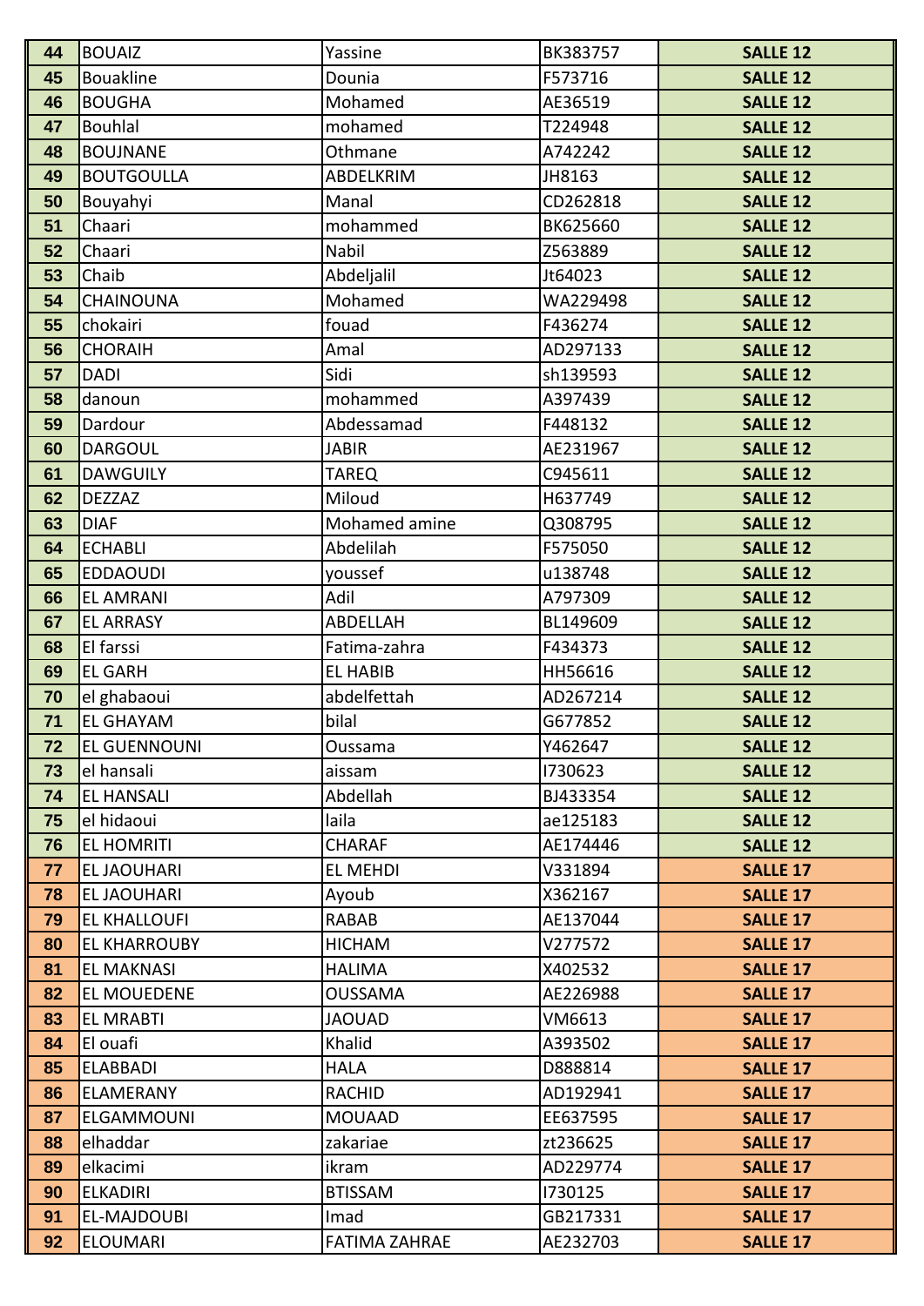| 44 | BOUAIZ | Yassine | BK383757 | SALLE 12 |
|---|---|---|---|---|
| 45 | Bouakline | Dounia | F573716 | SALLE 12 |
| 46 | BOUGHA | Mohamed | AE36519 | SALLE 12 |
| 47 | Bouhlal | mohamed | T224948 | SALLE 12 |
| 48 | BOUJNANE | Othmane | A742242 | SALLE 12 |
| 49 | BOUTGOULLA | ABDELKRIM | JH8163 | SALLE 12 |
| 50 | Bouyahyi | Manal | CD262818 | SALLE 12 |
| 51 | Chaari | mohammed | BK625660 | SALLE 12 |
| 52 | Chaari | Nabil | Z563889 | SALLE 12 |
| 53 | Chaib | Abdeljalil | Jt64023 | SALLE 12 |
| 54 | CHAINOUNA | Mohamed | WA229498 | SALLE 12 |
| 55 | chokairi | fouad | F436274 | SALLE 12 |
| 56 | CHORAIH | Amal | AD297133 | SALLE 12 |
| 57 | DADI | Sidi | sh139593 | SALLE 12 |
| 58 | danoun | mohammed | A397439 | SALLE 12 |
| 59 | Dardour | Abdessamad | F448132 | SALLE 12 |
| 60 | DARGOUL | JABIR | AE231967 | SALLE 12 |
| 61 | DAWGUILY | TAREQ | C945611 | SALLE 12 |
| 62 | DEZZAZ | Miloud | H637749 | SALLE 12 |
| 63 | DIAF | Mohamed amine | Q308795 | SALLE 12 |
| 64 | ECHABLI | Abdelilah | F575050 | SALLE 12 |
| 65 | EDDAOUDI | youssef | u138748 | SALLE 12 |
| 66 | EL AMRANI | Adil | A797309 | SALLE 12 |
| 67 | EL ARRASY | ABDELLAH | BL149609 | SALLE 12 |
| 68 | El farssi | Fatima-zahra | F434373 | SALLE 12 |
| 69 | EL GARH | EL HABIB | HH56616 | SALLE 12 |
| 70 | el ghabaoui | abdelfettah | AD267214 | SALLE 12 |
| 71 | EL GHAYAM | bilal | G677852 | SALLE 12 |
| 72 | EL GUENNOUNI | Oussama | Y462647 | SALLE 12 |
| 73 | el hansali | aissam | I730623 | SALLE 12 |
| 74 | EL HANSALI | Abdellah | BJ433354 | SALLE 12 |
| 75 | el hidaoui | laila | ae125183 | SALLE 12 |
| 76 | EL HOMRITI | CHARAF | AE174446 | SALLE 12 |
| 77 | EL JAOUHARI | EL MEHDI | V331894 | SALLE 17 |
| 78 | EL JAOUHARI | Ayoub | X362167 | SALLE 17 |
| 79 | EL KHALLOUFI | RABAB | AE137044 | SALLE 17 |
| 80 | EL KHARROUBY | HICHAM | V277572 | SALLE 17 |
| 81 | EL MAKNASI | HALIMA | X402532 | SALLE 17 |
| 82 | EL MOUEDENE | OUSSAMA | AE226988 | SALLE 17 |
| 83 | EL MRABTI | JAOUAD | VM6613 | SALLE 17 |
| 84 | El ouafi | Khalid | A393502 | SALLE 17 |
| 85 | ELABBADI | HALA | D888814 | SALLE 17 |
| 86 | ELAMERANY | RACHID | AD192941 | SALLE 17 |
| 87 | ELGAMMOUNI | MOUAAD | EE637595 | SALLE 17 |
| 88 | elhaddar | zakariae | zt236625 | SALLE 17 |
| 89 | elkacimi | ikram | AD229774 | SALLE 17 |
| 90 | ELKADIRI | BTISSAM | I730125 | SALLE 17 |
| 91 | EL-MAJDOUBI | Imad | GB217331 | SALLE 17 |
| 92 | ELOUMARI | FATIMA ZAHRAE | AE232703 | SALLE 17 |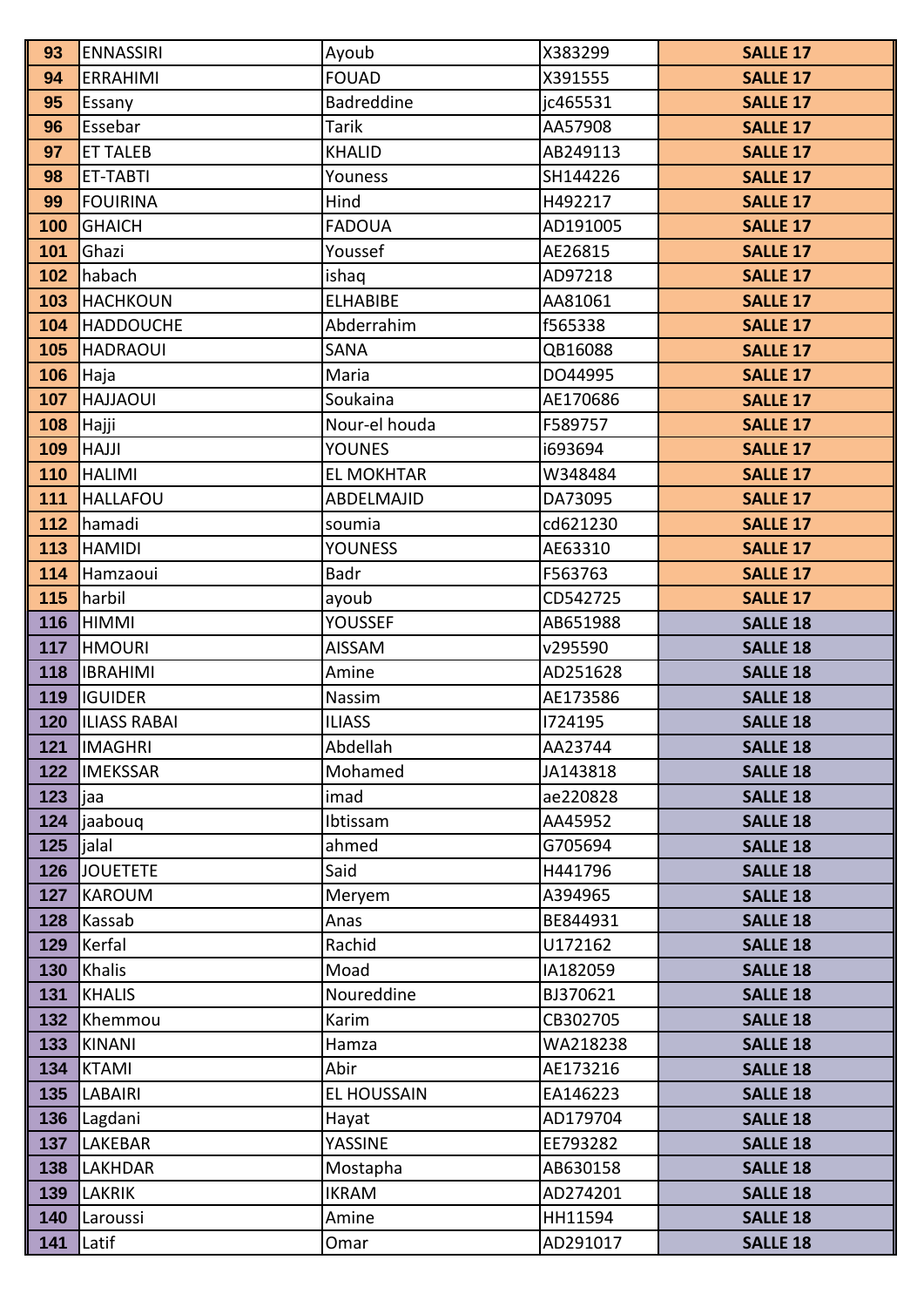| 93 | ENNASSIRI | Ayoub | X383299 | SALLE 17 |
|---|---|---|---|---|
| 94 | ERRAHIMI | FOUAD | X391555 | SALLE 17 |
| 95 | Essany | Badreddine | jc465531 | SALLE 17 |
| 96 | Essebar | Tarik | AA57908 | SALLE 17 |
| 97 | ET TALEB | KHALID | AB249113 | SALLE 17 |
| 98 | ET-TABTI | Youness | SH144226 | SALLE 17 |
| 99 | FOUIRINA | Hind | H492217 | SALLE 17 |
| 100 | GHAICH | FADOUA | AD191005 | SALLE 17 |
| 101 | Ghazi | Youssef | AE26815 | SALLE 17 |
| 102 | habach | ishaq | AD97218 | SALLE 17 |
| 103 | HACHKOUN | ELHABIBE | AA81061 | SALLE 17 |
| 104 | HADDOUCHE | Abderrahim | f565338 | SALLE 17 |
| 105 | HADRAOUI | SANA | QB16088 | SALLE 17 |
| 106 | Haja | Maria | DO44995 | SALLE 17 |
| 107 | HAJJAOUI | Soukaina | AE170686 | SALLE 17 |
| 108 | Hajji | Nour-el houda | F589757 | SALLE 17 |
| 109 | HAJJI | YOUNES | i693694 | SALLE 17 |
| 110 | HALIMI | EL MOKHTAR | W348484 | SALLE 17 |
| 111 | HALLAFOU | ABDELMAJID | DA73095 | SALLE 17 |
| 112 | hamadi | soumia | cd621230 | SALLE 17 |
| 113 | HAMIDI | YOUNESS | AE63310 | SALLE 17 |
| 114 | Hamzaoui | Badr | F563763 | SALLE 17 |
| 115 | harbil | ayoub | CD542725 | SALLE 17 |
| 116 | HIMMI | YOUSSEF | AB651988 | SALLE 18 |
| 117 | HMOURI | AISSAM | v295590 | SALLE 18 |
| 118 | IBRAHIMI | Amine | AD251628 | SALLE 18 |
| 119 | IGUIDER | Nassim | AE173586 | SALLE 18 |
| 120 | ILIASS RABAI | ILIASS | I724195 | SALLE 18 |
| 121 | IMAGHRI | Abdellah | AA23744 | SALLE 18 |
| 122 | IMEKSSAR | Mohamed | JA143818 | SALLE 18 |
| 123 | jaa | imad | ae220828 | SALLE 18 |
| 124 | jaabouq | Ibtissam | AA45952 | SALLE 18 |
| 125 | jalal | ahmed | G705694 | SALLE 18 |
| 126 | JOUETETE | Said | H441796 | SALLE 18 |
| 127 | KAROUM | Meryem | A394965 | SALLE 18 |
| 128 | Kassab | Anas | BE844931 | SALLE 18 |
| 129 | Kerfal | Rachid | U172162 | SALLE 18 |
| 130 | Khalis | Moad | IA182059 | SALLE 18 |
| 131 | KHALIS | Noureddine | BJ370621 | SALLE 18 |
| 132 | Khemmou | Karim | CB302705 | SALLE 18 |
| 133 | KINANI | Hamza | WA218238 | SALLE 18 |
| 134 | KTAMI | Abir | AE173216 | SALLE 18 |
| 135 | LABAIRI | EL HOUSSAIN | EA146223 | SALLE 18 |
| 136 | Lagdani | Hayat | AD179704 | SALLE 18 |
| 137 | LAKEBAR | YASSINE | EE793282 | SALLE 18 |
| 138 | LAKHDAR | Mostapha | AB630158 | SALLE 18 |
| 139 | LAKRIK | IKRAM | AD274201 | SALLE 18 |
| 140 | Laroussi | Amine | HH11594 | SALLE 18 |
| 141 | Latif | Omar | AD291017 | SALLE 18 |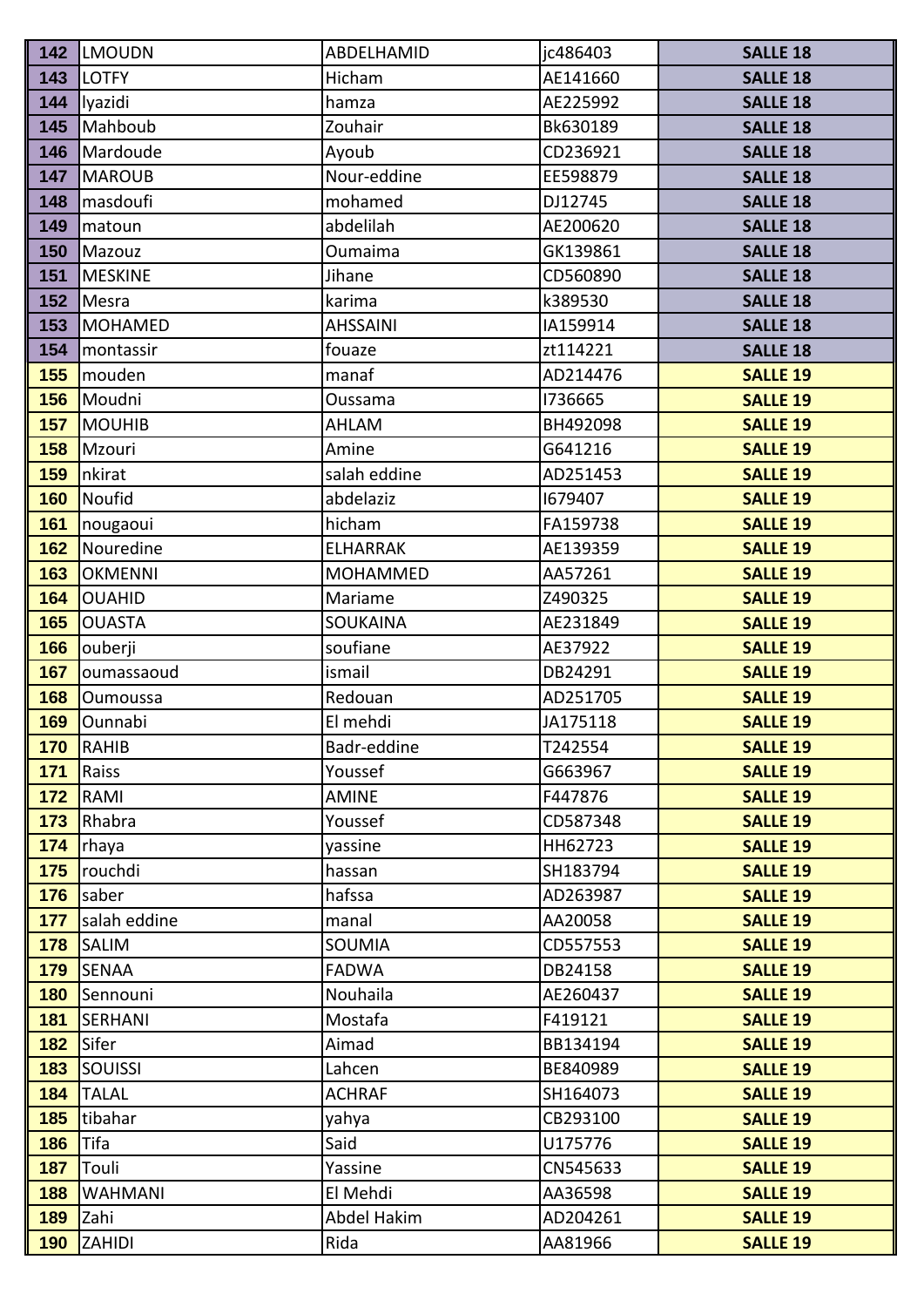| 142 | LMOUDN | ABDELHAMID | jc486403 | SALLE 18 |
|---|---|---|---|---|
| 143 | LOTFY | Hicham | AE141660 | SALLE 18 |
| 144 | lyazidi | hamza | AE225992 | SALLE 18 |
| 145 | Mahboub | Zouhair | Bk630189 | SALLE 18 |
| 146 | Mardoude | Ayoub | CD236921 | SALLE 18 |
| 147 | MAROUB | Nour-eddine | EE598879 | SALLE 18 |
| 148 | masdoufi | mohamed | DJ12745 | SALLE 18 |
| 149 | matoun | abdelilah | AE200620 | SALLE 18 |
| 150 | Mazouz | Oumaima | GK139861 | SALLE 18 |
| 151 | MESKINE | Jihane | CD560890 | SALLE 18 |
| 152 | Mesra | karima | k389530 | SALLE 18 |
| 153 | MOHAMED | AHSSAINI | IA159914 | SALLE 18 |
| 154 | montassir | fouaze | zt114221 | SALLE 18 |
| 155 | mouden | manaf | AD214476 | SALLE 19 |
| 156 | Moudni | Oussama | I736665 | SALLE 19 |
| 157 | MOUHIB | AHLAM | BH492098 | SALLE 19 |
| 158 | Mzouri | Amine | G641216 | SALLE 19 |
| 159 | nkirat | salah eddine | AD251453 | SALLE 19 |
| 160 | Noufid | abdelaziz | I679407 | SALLE 19 |
| 161 | nougaoui | hicham | FA159738 | SALLE 19 |
| 162 | Nouredine | ELHARRAK | AE139359 | SALLE 19 |
| 163 | OKMENNI | MOHAMMED | AA57261 | SALLE 19 |
| 164 | OUAHID | Mariame | Z490325 | SALLE 19 |
| 165 | OUASTA | SOUKAINA | AE231849 | SALLE 19 |
| 166 | ouberji | soufiane | AE37922 | SALLE 19 |
| 167 | oumassaoud | ismail | DB24291 | SALLE 19 |
| 168 | Oumoussa | Redouan | AD251705 | SALLE 19 |
| 169 | Ounnabi | El mehdi | JA175118 | SALLE 19 |
| 170 | RAHIB | Badr-eddine | T242554 | SALLE 19 |
| 171 | Raiss | Youssef | G663967 | SALLE 19 |
| 172 | RAMI | AMINE | F447876 | SALLE 19 |
| 173 | Rhabra | Youssef | CD587348 | SALLE 19 |
| 174 | rhaya | yassine | HH62723 | SALLE 19 |
| 175 | rouchdi | hassan | SH183794 | SALLE 19 |
| 176 | saber | hafssa | AD263987 | SALLE 19 |
| 177 | salah eddine | manal | AA20058 | SALLE 19 |
| 178 | SALIM | SOUMIA | CD557553 | SALLE 19 |
| 179 | SENAA | FADWA | DB24158 | SALLE 19 |
| 180 | Sennouni | Nouhaila | AE260437 | SALLE 19 |
| 181 | SERHANI | Mostafa | F419121 | SALLE 19 |
| 182 | Sifer | Aimad | BB134194 | SALLE 19 |
| 183 | SOUISSI | Lahcen | BE840989 | SALLE 19 |
| 184 | TALAL | ACHRAF | SH164073 | SALLE 19 |
| 185 | tibahar | yahya | CB293100 | SALLE 19 |
| 186 | Tifa | Said | U175776 | SALLE 19 |
| 187 | Touli | Yassine | CN545633 | SALLE 19 |
| 188 | WAHMANI | El Mehdi | AA36598 | SALLE 19 |
| 189 | Zahi | Abdel Hakim | AD204261 | SALLE 19 |
| 190 | ZAHIDI | Rida | AA81966 | SALLE 19 |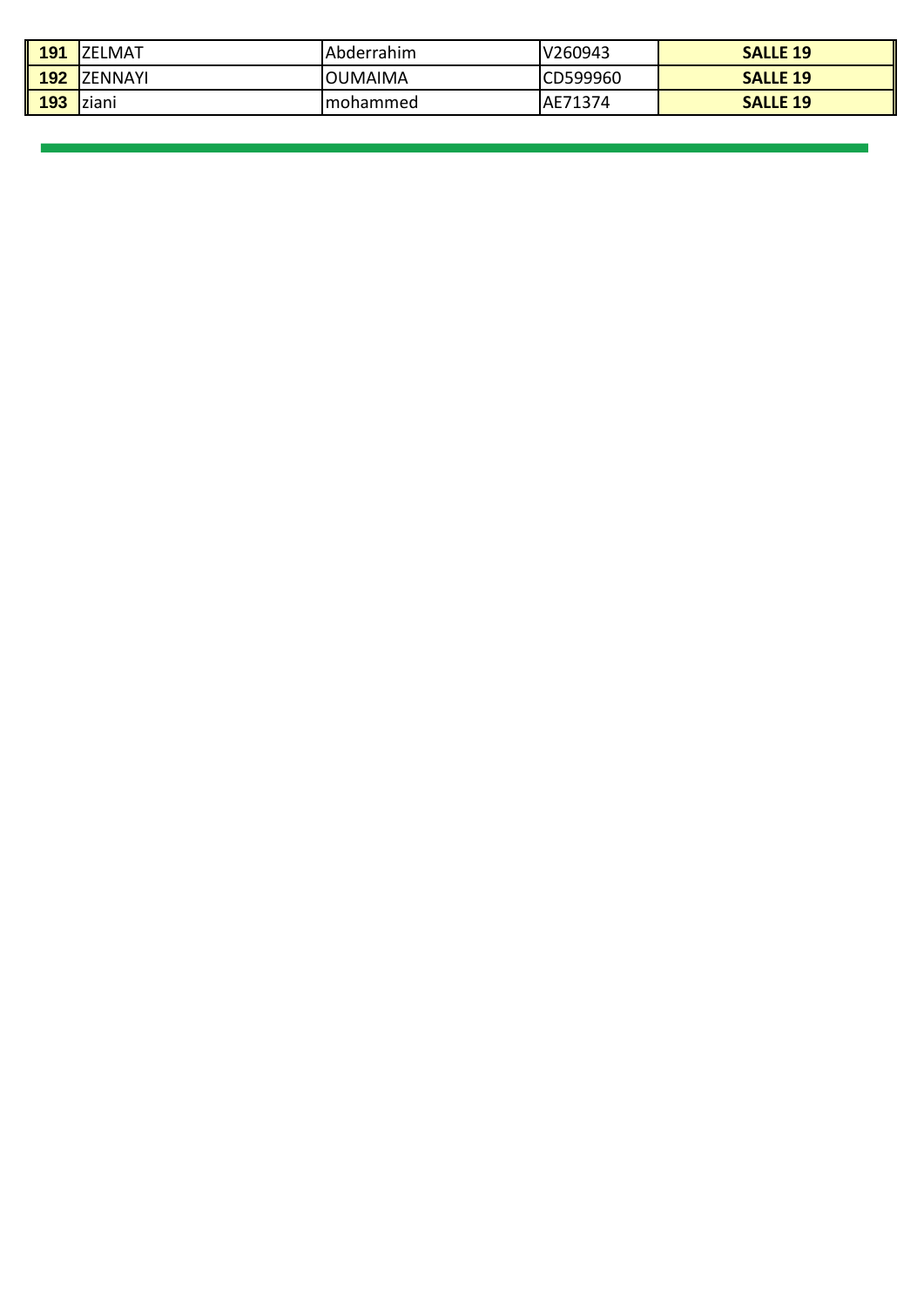| | | | | |
|---|---|---|---|---|
| **191** | ZELMAT | Abderrahim | V260943 | **SALLE 19** |
| **192** | ZENNAYI | OUMAIMA | CD599960 | **SALLE 19** |
| **193** | ziani | mohammed | AE71374 | **SALLE 19** |